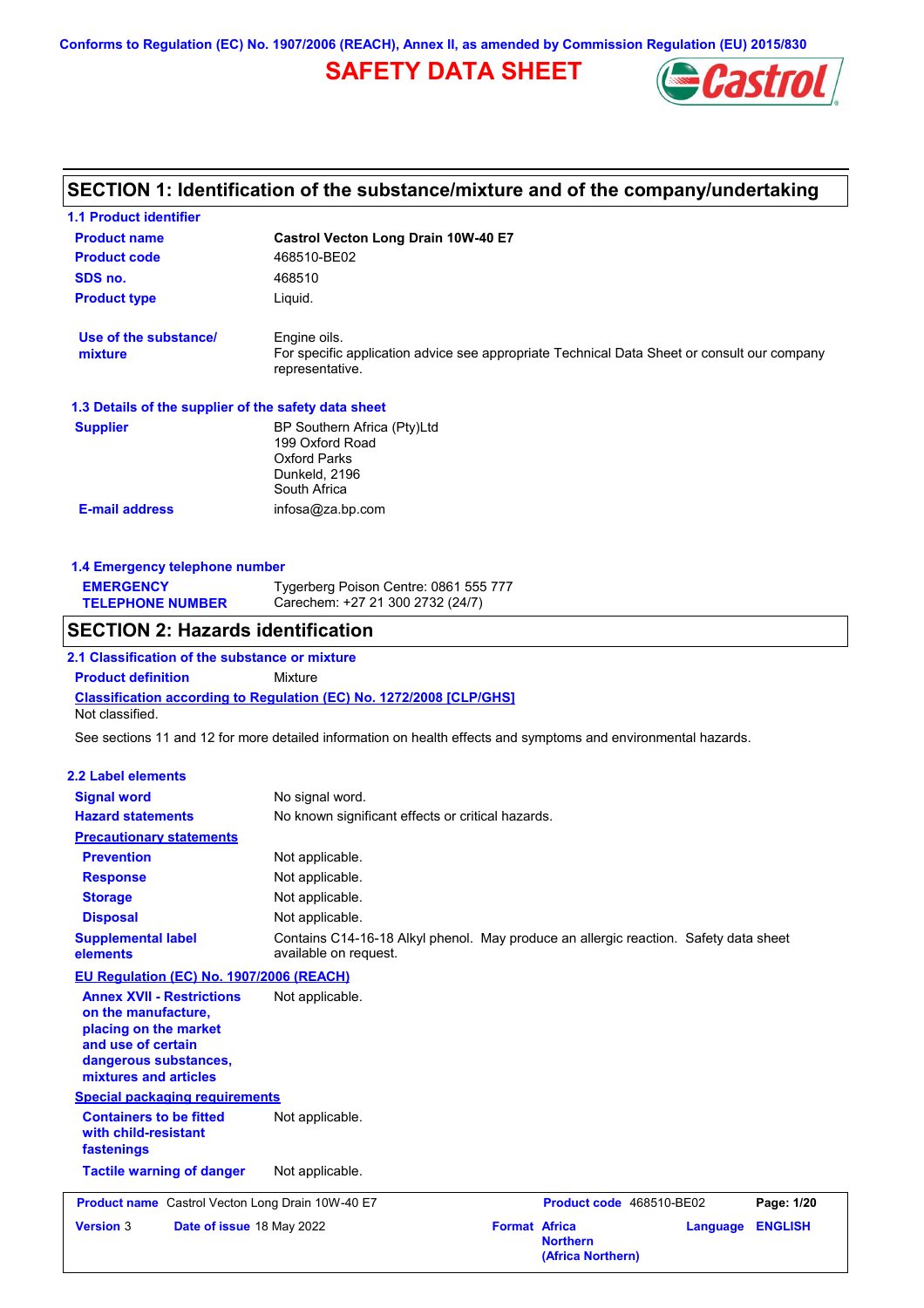Conforms to Regulation (EC) No. 1907/2006 (REACH), Annex II, as amended by Commission Regulation (EU) 2015/830

# SAFETY DATA SHEET

## SECTION 1: Identification of the substance/mixture and of the company/undertaking

### 1.1 Product identifier

**Product name** **Castrol Vecton Long Drain 10W-40 E7**

**Product code** 468510-BE02

**SDS no.** 468510

**Product type** Liquid.

**Use of the substance/ mixture** Engine oils.
For specific application advice see appropriate Technical Data Sheet or consult our company representative.

### 1.3 Details of the supplier of the safety data sheet

**Supplier** BP Southern Africa (Pty)Ltd
199 Oxford Road
Oxford Parks
Dunkeld, 2196
South Africa

**E-mail address** infosa@za.bp.com

### 1.4 Emergency telephone number

**EMERGENCY TELEPHONE NUMBER** Tygerberg Poison Centre: 0861 555 777
Carechem: +27 21 300 2732 (24/7)

## SECTION 2: Hazards identification

### 2.1 Classification of the substance or mixture

**Product definition** Mixture

**Classification according to Regulation (EC) No. 1272/2008 [CLP/GHS]**
Not classified.

See sections 11 and 12 for more detailed information on health effects and symptoms and environmental hazards.

### 2.2 Label elements

**Signal word** No signal word.

**Hazard statements** No known significant effects or critical hazards.

**Precautionary statements**

**Prevention** Not applicable.

**Response** Not applicable.

**Storage** Not applicable.

**Disposal** Not applicable.

**Supplemental label elements** Contains C14-16-18 Alkyl phenol. May produce an allergic reaction. Safety data sheet available on request.

**EU Regulation (EC) No. 1907/2006 (REACH)**

**Annex XVII - Restrictions on the manufacture, placing on the market and use of certain dangerous substances, mixtures and articles** Not applicable.

**Special packaging requirements**

**Containers to be fitted with child-resistant fastenings** Not applicable.

**Tactile warning of danger** Not applicable.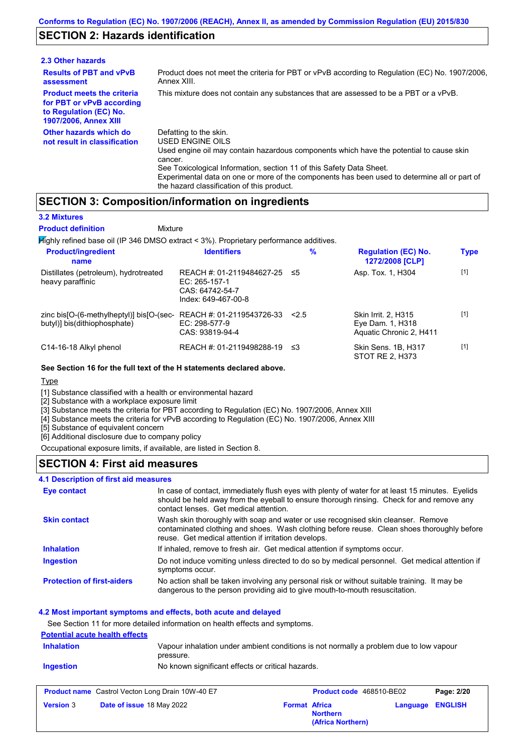Conforms to Regulation (EC) No. 1907/2006 (REACH), Annex II, as amended by Commission Regulation (EU) 2015/830

## SECTION 2: Hazards identification

### 2.3 Other hazards

**Results of PBT and vPvB assessment**: Product does not meet the criteria for PBT or vPvB according to Regulation (EC) No. 1907/2006, Annex XIII.

**Product meets the criteria for PBT or vPvB according to Regulation (EC) No. 1907/2006, Annex XIII**: This mixture does not contain any substances that are assessed to be a PBT or a vPvB.

**Other hazards which do not result in classification**: Defatting to the skin.
USED ENGINE OILS
Used engine oil may contain hazardous components which have the potential to cause skin cancer.
See Toxicological Information, section 11 of this Safety Data Sheet.
Experimental data on one or more of the components has been used to determine all or part of the hazard classification of this product.

## SECTION 3: Composition/information on ingredients

### 3.2 Mixtures

**Product definition**: Mixture

Highly refined base oil (IP 346 DMSO extract < 3%). Proprietary performance additives.

| Product/ingredient name | Identifiers | % | Regulation (EC) No. 1272/2008 [CLP] | Type |
|---|---|---|---|---|
| Distillates (petroleum), hydrotreated heavy paraffinic | REACH #: 01-2119484627-25<br>EC: 265-157-1<br>CAS: 64742-54-7<br>Index: 649-467-00-8 | ≤5 | Asp. Tox. 1, H304 | [1] |
| zinc bis[O-(6-methylheptyl)] bis[O-(sec-butyl)] bis(dithiophosphate) | REACH #: 01-2119543726-33<br>EC: 298-577-9<br>CAS: 93819-94-4 | <2.5 | Skin Irrit. 2, H315<br>Eye Dam. 1, H318<br>Aquatic Chronic 2, H411 | [1] |
| C14-16-18 Alkyl phenol | REACH #: 01-2119498288-19 | ≤3 | Skin Sens. 1B, H317<br>STOT RE 2, H373 | [1] |

**See Section 16 for the full text of the H statements declared above.**

Type

[1] Substance classified with a health or environmental hazard
[2] Substance with a workplace exposure limit
[3] Substance meets the criteria for PBT according to Regulation (EC) No. 1907/2006, Annex XIII
[4] Substance meets the criteria for vPvB according to Regulation (EC) No. 1907/2006, Annex XIII
[5] Substance of equivalent concern
[6] Additional disclosure due to company policy

Occupational exposure limits, if available, are listed in Section 8.

## SECTION 4: First aid measures

### 4.1 Description of first aid measures

**Eye contact**: In case of contact, immediately flush eyes with plenty of water for at least 15 minutes. Eyelids should be held away from the eyeball to ensure thorough rinsing. Check for and remove any contact lenses. Get medical attention.

**Skin contact**: Wash skin thoroughly with soap and water or use recognised skin cleanser. Remove contaminated clothing and shoes. Wash clothing before reuse. Clean shoes thoroughly before reuse. Get medical attention if irritation develops.

**Inhalation**: If inhaled, remove to fresh air. Get medical attention if symptoms occur.

**Ingestion**: Do not induce vomiting unless directed to do so by medical personnel. Get medical attention if symptoms occur.

**Protection of first-aiders**: No action shall be taken involving any personal risk or without suitable training. It may be dangerous to the person providing aid to give mouth-to-mouth resuscitation.

### 4.2 Most important symptoms and effects, both acute and delayed

See Section 11 for more detailed information on health effects and symptoms.

**Potential acute health effects**

**Inhalation**: Vapour inhalation under ambient conditions is not normally a problem due to low vapour pressure.

**Ingestion**: No known significant effects or critical hazards.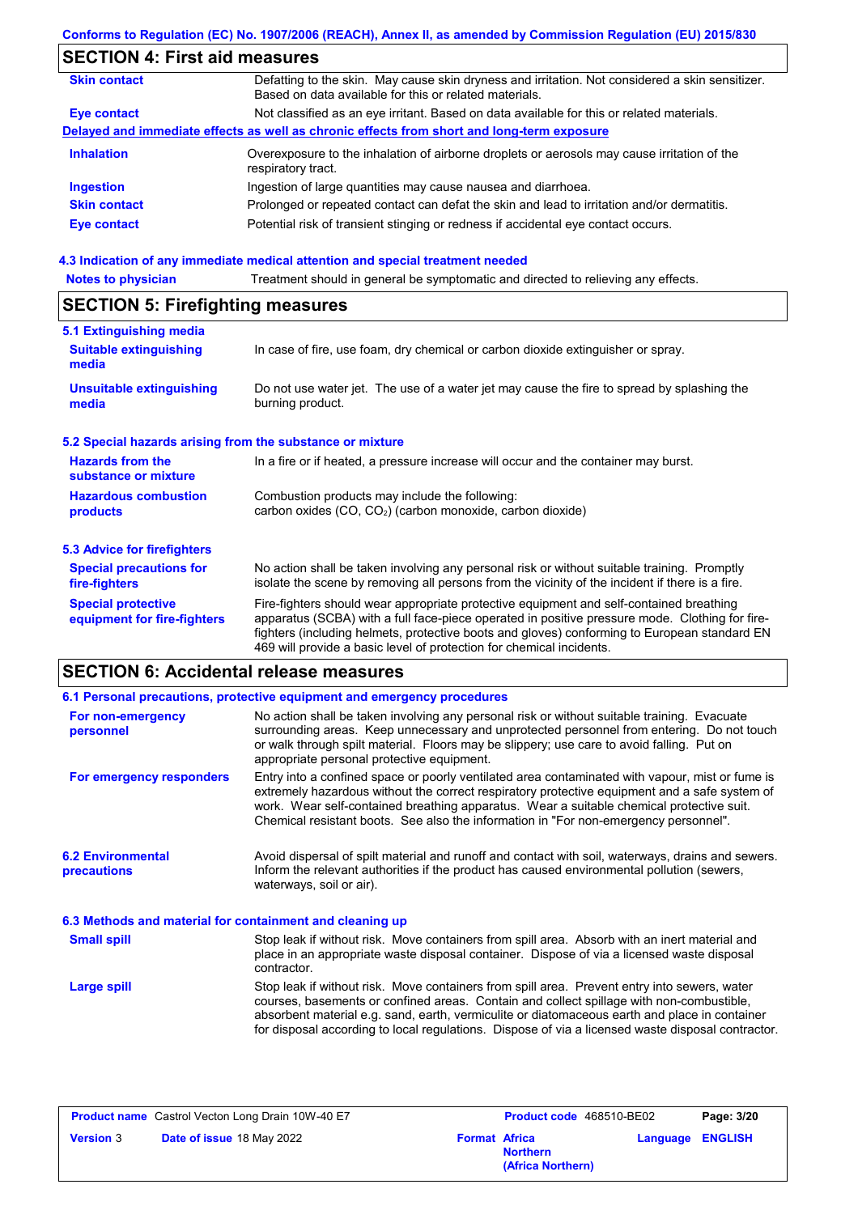## SECTION 4: First aid measures

| | |
|---|---|
| **Skin contact** | Defatting to the skin. May cause skin dryness and irritation. Not considered a skin sensitizer. Based on data available for this or related materials. |
| **Eye contact** | Not classified as an eye irritant. Based on data available for this or related materials. |

**Delayed and immediate effects as well as chronic effects from short and long-term exposure**

| | |
|---|---|
| **Inhalation** | Overexposure to the inhalation of airborne droplets or aerosols may cause irritation of the respiratory tract. |
| **Ingestion** | Ingestion of large quantities may cause nausea and diarrhoea. |
| **Skin contact** | Prolonged or repeated contact can defat the skin and lead to irritation and/or dermatitis. |
| **Eye contact** | Potential risk of transient stinging or redness if accidental eye contact occurs. |

### 4.3 Indication of any immediate medical attention and special treatment needed

| | |
|---|---|
| **Notes to physician** | Treatment should in general be symptomatic and directed to relieving any effects. |

## SECTION 5: Firefighting measures

### 5.1 Extinguishing media

| | |
|---|---|
| **Suitable extinguishing media** | In case of fire, use foam, dry chemical or carbon dioxide extinguisher or spray. |
| **Unsuitable extinguishing media** | Do not use water jet. The use of a water jet may cause the fire to spread by splashing the burning product. |

### 5.2 Special hazards arising from the substance or mixture

| | |
|---|---|
| **Hazards from the substance or mixture** | In a fire or if heated, a pressure increase will occur and the container may burst. |
| **Hazardous combustion products** | Combustion products may include the following: carbon oxides (CO, $CO_2$) (carbon monoxide, carbon dioxide) |

### 5.3 Advice for firefighters

| | |
|---|---|
| **Special precautions for fire-fighters** | No action shall be taken involving any personal risk or without suitable training. Promptly isolate the scene by removing all persons from the vicinity of the incident if there is a fire. |
| **Special protective equipment for fire-fighters** | Fire-fighters should wear appropriate protective equipment and self-contained breathing apparatus (SCBA) with a full face-piece operated in positive pressure mode. Clothing for fire-fighters (including helmets, protective boots and gloves) conforming to European standard EN 469 will provide a basic level of protection for chemical incidents. |

## SECTION 6: Accidental release measures

### 6.1 Personal precautions, protective equipment and emergency procedures

| | |
|---|---|
| **For non-emergency personnel** | No action shall be taken involving any personal risk or without suitable training. Evacuate surrounding areas. Keep unnecessary and unprotected personnel from entering. Do not touch or walk through spilt material. Floors may be slippery; use care to avoid falling. Put on appropriate personal protective equipment. |
| **For emergency responders** | Entry into a confined space or poorly ventilated area contaminated with vapour, mist or fume is extremely hazardous without the correct respiratory protective equipment and a safe system of work. Wear self-contained breathing apparatus. Wear a suitable chemical protective suit. Chemical resistant boots. See also the information in "For non-emergency personnel". |

| | |
|---|---|
| **6.2 Environmental precautions** | Avoid dispersal of spilt material and runoff and contact with soil, waterways, drains and sewers. Inform the relevant authorities if the product has caused environmental pollution (sewers, waterways, soil or air). |

### 6.3 Methods and material for containment and cleaning up

| | |
|---|---|
| **Small spill** | Stop leak if without risk. Move containers from spill area. Absorb with an inert material and place in an appropriate waste disposal container. Dispose of via a licensed waste disposal contractor. |
| **Large spill** | Stop leak if without risk. Move containers from spill area. Prevent entry into sewers, water courses, basements or confined areas. Contain and collect spillage with non-combustible, absorbent material e.g. sand, earth, vermiculite or diatomaceous earth and place in container for disposal according to local regulations. Dispose of via a licensed waste disposal contractor. |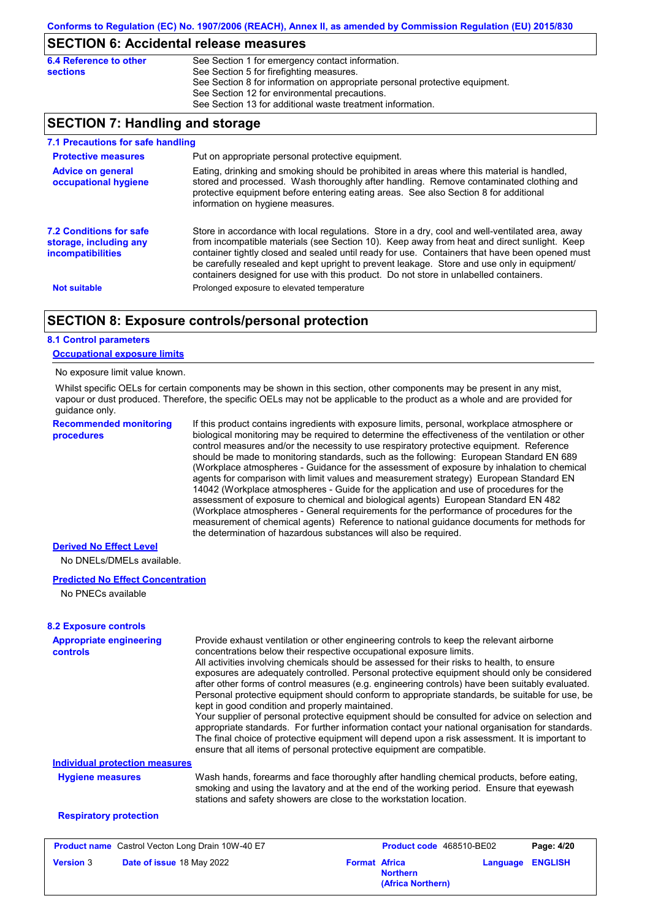## SECTION 6: Accidental release measures

**6.4 Reference to other sections**

See Section 1 for emergency contact information.
See Section 5 for firefighting measures.
See Section 8 for information on appropriate personal protective equipment.
See Section 12 for environmental precautions.
See Section 13 for additional waste treatment information.

## SECTION 7: Handling and storage

### 7.1 Precautions for safe handling

**Protective measures**

Put on appropriate personal protective equipment.

**Advice on general occupational hygiene**

Eating, drinking and smoking should be prohibited in areas where this material is handled, stored and processed. Wash thoroughly after handling. Remove contaminated clothing and protective equipment before entering eating areas. See also Section 8 for additional information on hygiene measures.

### 7.2 Conditions for safe storage, including any incompatibilities

Store in accordance with local regulations. Store in a dry, cool and well-ventilated area, away from incompatible materials (see Section 10). Keep away from heat and direct sunlight. Keep container tightly closed and sealed until ready for use. Containers that have been opened must be carefully resealed and kept upright to prevent leakage. Store and use only in equipment/ containers designed for use with this product. Do not store in unlabelled containers.

**Not suitable**

Prolonged exposure to elevated temperature

## SECTION 8: Exposure controls/personal protection

### 8.1 Control parameters

**Occupational exposure limits**

No exposure limit value known.

Whilst specific OELs for certain components may be shown in this section, other components may be present in any mist, vapour or dust produced. Therefore, the specific OELs may not be applicable to the product as a whole and are provided for guidance only.

**Recommended monitoring procedures**

If this product contains ingredients with exposure limits, personal, workplace atmosphere or biological monitoring may be required to determine the effectiveness of the ventilation or other control measures and/or the necessity to use respiratory protective equipment. Reference should be made to monitoring standards, such as the following: European Standard EN 689 (Workplace atmospheres - Guidance for the assessment of exposure by inhalation to chemical agents for comparison with limit values and measurement strategy) European Standard EN 14042 (Workplace atmospheres - Guide for the application and use of procedures for the assessment of exposure to chemical and biological agents) European Standard EN 482 (Workplace atmospheres - General requirements for the performance of procedures for the measurement of chemical agents) Reference to national guidance documents for methods for the determination of hazardous substances will also be required.

**Derived No Effect Level**

No DNELs/DMELs available.

**Predicted No Effect Concentration**

No PNECs available

### 8.2 Exposure controls

**Appropriate engineering controls**

Provide exhaust ventilation or other engineering controls to keep the relevant airborne concentrations below their respective occupational exposure limits.
All activities involving chemicals should be assessed for their risks to health, to ensure exposures are adequately controlled. Personal protective equipment should only be considered after other forms of control measures (e.g. engineering controls) have been suitably evaluated. Personal protective equipment should conform to appropriate standards, be suitable for use, be kept in good condition and properly maintained.
Your supplier of personal protective equipment should be consulted for advice on selection and appropriate standards. For further information contact your national organisation for standards. The final choice of protective equipment will depend upon a risk assessment. It is important to ensure that all items of personal protective equipment are compatible.

**Individual protection measures**

**Hygiene measures**

Wash hands, forearms and face thoroughly after handling chemical products, before eating, smoking and using the lavatory and at the end of the working period. Ensure that eyewash stations and safety showers are close to the workstation location.

**Respiratory protection**

| Product name Castrol Vecton Long Drain 10W-40 E7 | Product code 468510-BE02 | Page: 4/20 |
|---|---|---|
| Version 3 Date of issue 18 May 2022 | Format Africa Northern (Africa Northern) | Language ENGLISH |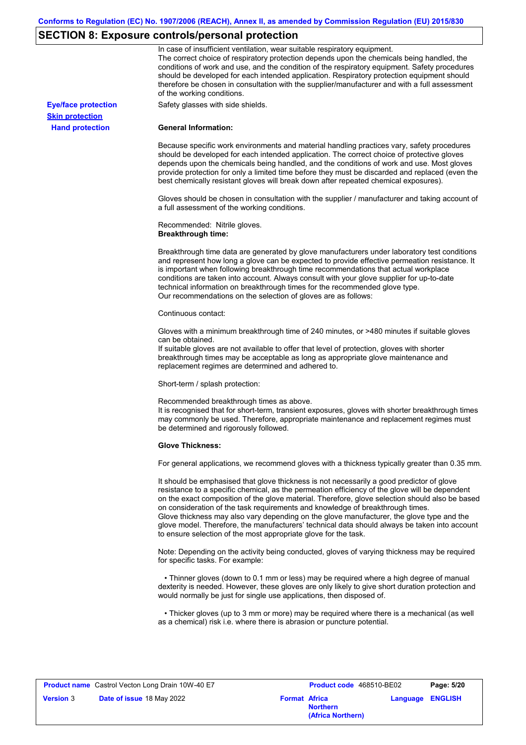## SECTION 8: Exposure controls/personal protection

In case of insufficient ventilation, wear suitable respiratory equipment.
The correct choice of respiratory protection depends upon the chemicals being handled, the conditions of work and use, and the condition of the respiratory equipment. Safety procedures should be developed for each intended application. Respiratory protection equipment should therefore be chosen in consultation with the supplier/manufacturer and with a full assessment of the working conditions.

**Eye/face protection** Safety glasses with side shields.

**Skin protection**

**Hand protection**

**General Information:**

Because specific work environments and material handling practices vary, safety procedures should be developed for each intended application. The correct choice of protective gloves depends upon the chemicals being handled, and the conditions of work and use. Most gloves provide protection for only a limited time before they must be discarded and replaced (even the best chemically resistant gloves will break down after repeated chemical exposures).

Gloves should be chosen in consultation with the supplier / manufacturer and taking account of a full assessment of the working conditions.

Recommended: Nitrile gloves.
**Breakthrough time:**

Breakthrough time data are generated by glove manufacturers under laboratory test conditions and represent how long a glove can be expected to provide effective permeation resistance. It is important when following breakthrough time recommendations that actual workplace conditions are taken into account. Always consult with your glove supplier for up-to-date technical information on breakthrough times for the recommended glove type.
Our recommendations on the selection of gloves are as follows:

Continuous contact:

Gloves with a minimum breakthrough time of 240 minutes, or >480 minutes if suitable gloves can be obtained.
If suitable gloves are not available to offer that level of protection, gloves with shorter breakthrough times may be acceptable as long as appropriate glove maintenance and replacement regimes are determined and adhered to.

Short-term / splash protection:

Recommended breakthrough times as above.
It is recognised that for short-term, transient exposures, gloves with shorter breakthrough times may commonly be used. Therefore, appropriate maintenance and replacement regimes must be determined and rigorously followed.

**Glove Thickness:**

For general applications, we recommend gloves with a thickness typically greater than 0.35 mm.

It should be emphasised that glove thickness is not necessarily a good predictor of glove resistance to a specific chemical, as the permeation efficiency of the glove will be dependent on the exact composition of the glove material. Therefore, glove selection should also be based on consideration of the task requirements and knowledge of breakthrough times.
Glove thickness may also vary depending on the glove manufacturer, the glove type and the glove model. Therefore, the manufacturers' technical data should always be taken into account to ensure selection of the most appropriate glove for the task.

Note: Depending on the activity being conducted, gloves of varying thickness may be required for specific tasks. For example:

- Thinner gloves (down to 0.1 mm or less) may be required where a high degree of manual dexterity is needed. However, these gloves are only likely to give short duration protection and would normally be just for single use applications, then disposed of.

- Thicker gloves (up to 3 mm or more) may be required where there is a mechanical (as well as a chemical) risk i.e. where there is abrasion or puncture potential.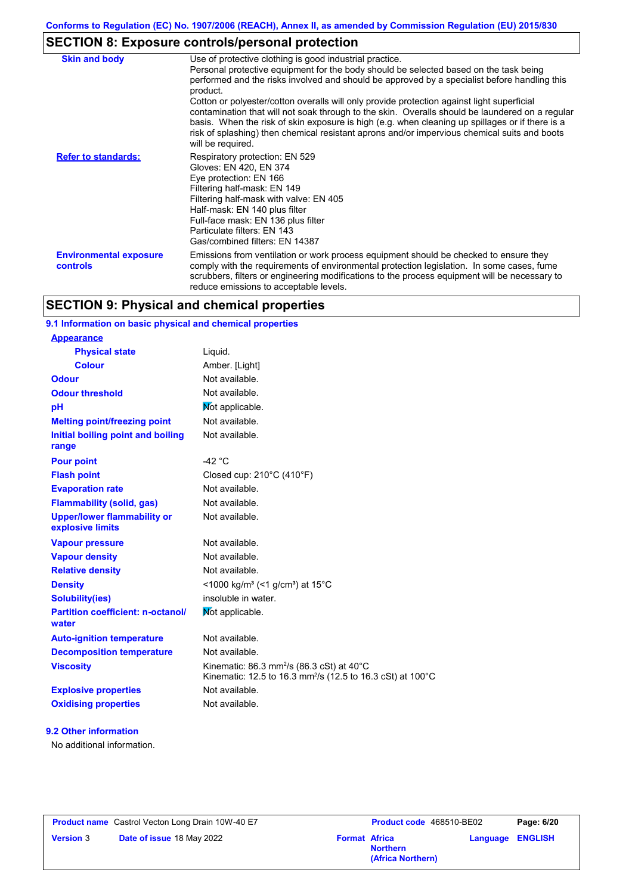## SECTION 8: Exposure controls/personal protection

| | |
|---|---|
| **Skin and body** | Use of protective clothing is good industrial practice. Personal protective equipment for the body should be selected based on the task being performed and the risks involved and should be approved by a specialist before handling this product. Cotton or polyester/cotton overalls will only provide protection against light superficial contamination that will not soak through to the skin. Overalls should be laundered on a regular basis. When the risk of skin exposure is high (e.g. when cleaning up spillages or if there is a risk of splashing) then chemical resistant aprons and/or impervious chemical suits and boots will be required. |
| **Refer to standards:** | Respiratory protection: EN 529<br>Gloves: EN 420, EN 374<br>Eye protection: EN 166<br>Filtering half-mask: EN 149<br>Filtering half-mask with valve: EN 405<br>Half-mask: EN 140 plus filter<br>Full-face mask: EN 136 plus filter<br>Particulate filters: EN 143<br>Gas/combined filters: EN 14387 |
| **Environmental exposure controls** | Emissions from ventilation or work process equipment should be checked to ensure they comply with the requirements of environmental protection legislation. In some cases, fume scrubbers, filters or engineering modifications to the process equipment will be necessary to reduce emissions to acceptable levels. |

## SECTION 9: Physical and chemical properties

### 9.1 Information on basic physical and chemical properties

| | |
|---|---|
| **Appearance** | |
| **Physical state** | Liquid. |
| **Colour** | Amber. [Light] |
| **Odour** | Not available. |
| **Odour threshold** | Not available. |
| **pH** | Not applicable. |
| **Melting point/freezing point** | Not available. |
| **Initial boiling point and boiling range** | Not available. |
| **Pour point** | -42 °C |
| **Flash point** | Closed cup: 210°C (410°F) |
| **Evaporation rate** | Not available. |
| **Flammability (solid, gas)** | Not available. |
| **Upper/lower flammability or explosive limits** | Not available. |
| **Vapour pressure** | Not available. |
| **Vapour density** | Not available. |
| **Relative density** | Not available. |
| **Density** | <1000 kg/m³ (<1 g/cm³) at 15°C |
| **Solubility(ies)** | insoluble in water. |
| **Partition coefficient: n-octanol/water** | Not applicable. |
| **Auto-ignition temperature** | Not available. |
| **Decomposition temperature** | Not available. |
| **Viscosity** | Kinematic: 86.3 $mm^2/s$ (86.3 cSt) at 40°C<br>Kinematic: 12.5 to 16.3 $mm^2/s$ (12.5 to 16.3 cSt) at 100°C |
| **Explosive properties** | Not available. |
| **Oxidising properties** | Not available. |

### 9.2 Other information

No additional information.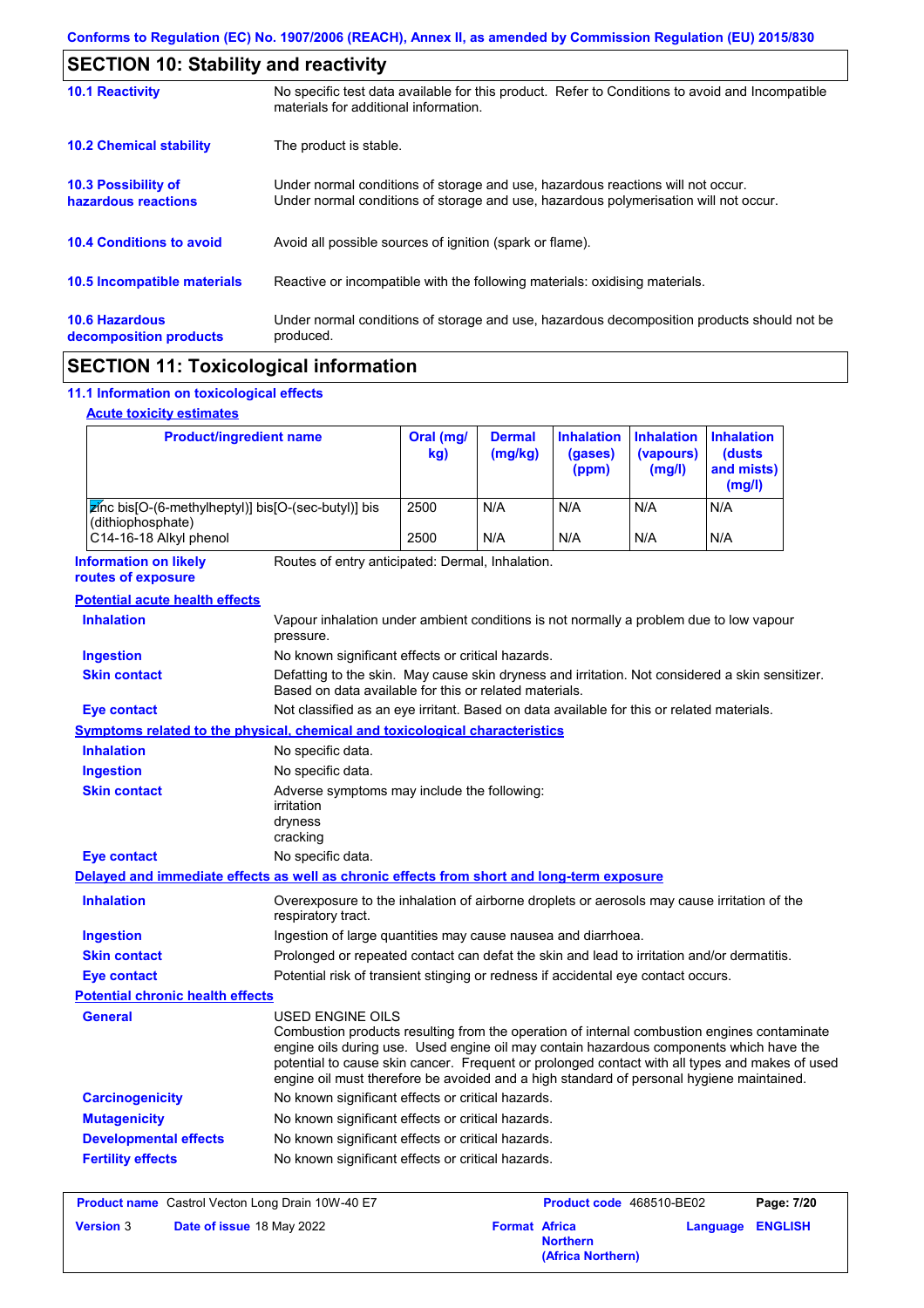## SECTION 10: Stability and reactivity

**10.1 Reactivity**
No specific test data available for this product. Refer to Conditions to avoid and Incompatible materials for additional information.

**10.2 Chemical stability**
The product is stable.

**10.3 Possibility of hazardous reactions**
Under normal conditions of storage and use, hazardous reactions will not occur.
Under normal conditions of storage and use, hazardous polymerisation will not occur.

**10.4 Conditions to avoid**
Avoid all possible sources of ignition (spark or flame).

**10.5 Incompatible materials**
Reactive or incompatible with the following materials: oxidising materials.

**10.6 Hazardous decomposition products**
Under normal conditions of storage and use, hazardous decomposition products should not be produced.

## SECTION 11: Toxicological information

### 11.1 Information on toxicological effects

**Acute toxicity estimates**

| Product/ingredient name | Oral (mg/kg) | Dermal (mg/kg) | Inhalation (gases) (ppm) | Inhalation (vapours) (mg/l) | Inhalation (dusts and mists) (mg/l) |
|---|---|---|---|---|---|
| zinc bis[O-(6-methylheptyl)] bis[O-(sec-butyl)] bis (dithiophosphate) | 2500 | N/A | N/A | N/A | N/A |
| C14-16-18 Alkyl phenol | 2500 | N/A | N/A | N/A | N/A |

**Information on likely routes of exposure**
Routes of entry anticipated: Dermal, Inhalation.

**Potential acute health effects**

- **Inhalation**: Vapour inhalation under ambient conditions is not normally a problem due to low vapour pressure.
- **Ingestion**: No known significant effects or critical hazards.
- **Skin contact**: Defatting to the skin. May cause skin dryness and irritation. Not considered a skin sensitizer. Based on data available for this or related materials.
- **Eye contact**: Not classified as an eye irritant. Based on data available for this or related materials.

**Symptoms related to the physical, chemical and toxicological characteristics**

- **Inhalation**: No specific data.
- **Ingestion**: No specific data.
- **Skin contact**: Adverse symptoms may include the following:
  irritation
  dryness
  cracking
- **Eye contact**: No specific data.

**Delayed and immediate effects as well as chronic effects from short and long-term exposure**

- **Inhalation**: Overexposure to the inhalation of airborne droplets or aerosols may cause irritation of the respiratory tract.
- **Ingestion**: Ingestion of large quantities may cause nausea and diarrhoea.
- **Skin contact**: Prolonged or repeated contact can defat the skin and lead to irritation and/or dermatitis.
- **Eye contact**: Potential risk of transient stinging or redness if accidental eye contact occurs.

**Potential chronic health effects**

- **General**: USED ENGINE OILS
  Combustion products resulting from the operation of internal combustion engines contaminate engine oils during use. Used engine oil may contain hazardous components which have the potential to cause skin cancer. Frequent or prolonged contact with all types and makes of used engine oil must therefore be avoided and a high standard of personal hygiene maintained.
- **Carcinogenicity**: No known significant effects or critical hazards.
- **Mutagenicity**: No known significant effects or critical hazards.
- **Developmental effects**: No known significant effects or critical hazards.
- **Fertility effects**: No known significant effects or critical hazards.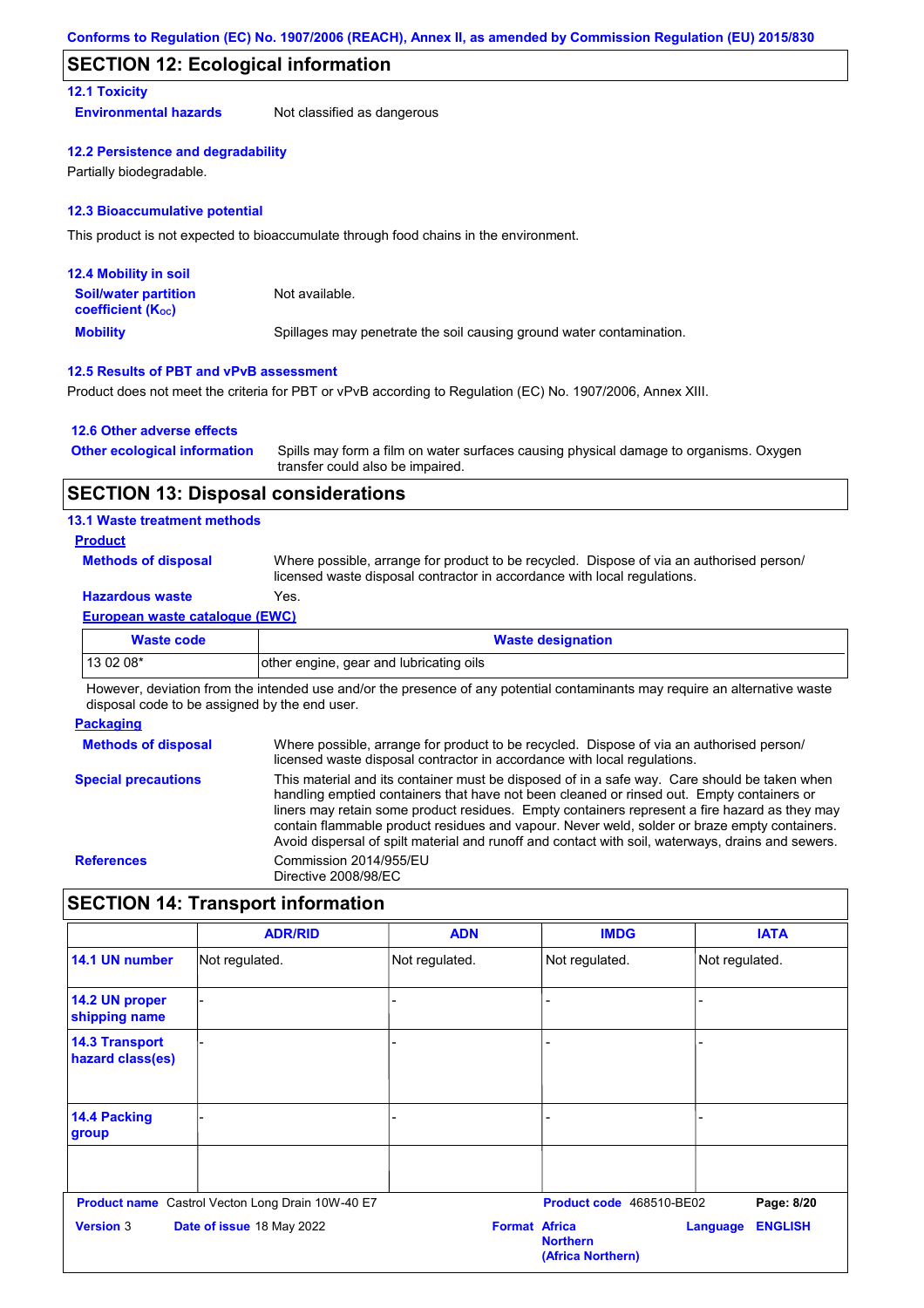## SECTION 12: Ecological information

### 12.1 Toxicity

**Environmental hazards** Not classified as dangerous

### 12.2 Persistence and degradability

Partially biodegradable.

### 12.3 Bioaccumulative potential

This product is not expected to bioaccumulate through food chains in the environment.

### 12.4 Mobility in soil

**Soil/water partition coefficient ($K_{OC}$)** Not available.

**Mobility** Spillages may penetrate the soil causing ground water contamination.

### 12.5 Results of PBT and vPvB assessment

Product does not meet the criteria for PBT or vPvB according to Regulation (EC) No. 1907/2006, Annex XIII.

### 12.6 Other adverse effects

**Other ecological information** Spills may form a film on water surfaces causing physical damage to organisms. Oxygen transfer could also be impaired.

## SECTION 13: Disposal considerations

### 13.1 Waste treatment methods

**Product**

**Methods of disposal** Where possible, arrange for product to be recycled. Dispose of via an authorised person/ licensed waste disposal contractor in accordance with local regulations.

**Hazardous waste** Yes.

**European waste catalogue (EWC)**

| Waste code | Waste designation |
|---|---|
| 13 02 08* | other engine, gear and lubricating oils |

However, deviation from the intended use and/or the presence of any potential contaminants may require an alternative waste disposal code to be assigned by the end user.

**Packaging**

**Methods of disposal** Where possible, arrange for product to be recycled. Dispose of via an authorised person/ licensed waste disposal contractor in accordance with local regulations.

**Special precautions** This material and its container must be disposed of in a safe way. Care should be taken when handling emptied containers that have not been cleaned or rinsed out. Empty containers or liners may retain some product residues. Empty containers represent a fire hazard as they may contain flammable product residues and vapour. Never weld, solder or braze empty containers. Avoid dispersal of spilt material and runoff and contact with soil, waterways, drains and sewers.

**References** Commission 2014/955/EU
Directive 2008/98/EC

## SECTION 14: Transport information

| | ADR/RID | ADN | IMDG | IATA |
|---|---|---|---|---|
| 14.1 UN number | Not regulated. | Not regulated. | Not regulated. | Not regulated. |
| 14.2 UN proper shipping name | - | - | - | - |
| 14.3 Transport hazard class(es) | - | - | - | - |
| 14.4 Packing group | - | - | - | - |
| | | | | |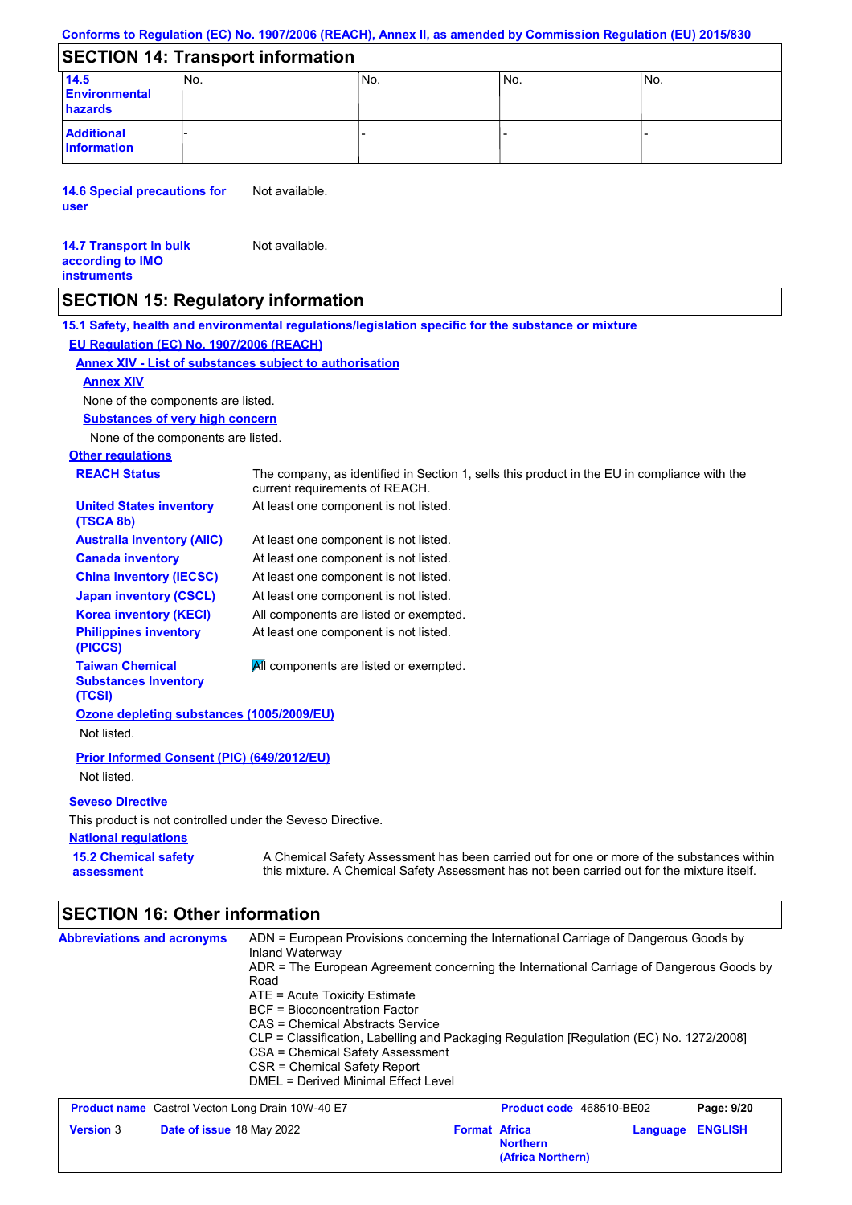Conforms to Regulation (EC) No. 1907/2006 (REACH), Annex II, as amended by Commission Regulation (EU) 2015/830

## SECTION 14: Transport information

| | | | | |
|---|---|---|---|---|
| **14.5 Environmental hazards** | No. | No. | No. | No. |
| **Additional information** | - | - | - | - |

**14.6 Special precautions for user** Not available.

**14.7 Transport in bulk according to IMO instruments** Not available.

## SECTION 15: Regulatory information

**15.1 Safety, health and environmental regulations/legislation specific for the substance or mixture**

**EU Regulation (EC) No. 1907/2006 (REACH)**

**Annex XIV - List of substances subject to authorisation**

**Annex XIV**

None of the components are listed.

**Substances of very high concern**

None of the components are listed.

**Other regulations**

| | |
|---|---|
| **REACH Status** | The company, as identified in Section 1, sells this product in the EU in compliance with the current requirements of REACH. |
| **United States inventory (TSCA 8b)** | At least one component is not listed. |
| **Australia inventory (AIIC)** | At least one component is not listed. |
| **Canada inventory** | At least one component is not listed. |
| **China inventory (IECSC)** | At least one component is not listed. |
| **Japan inventory (CSCL)** | At least one component is not listed. |
| **Korea inventory (KECI)** | All components are listed or exempted. |
| **Philippines inventory (PICCS)** | At least one component is not listed. |
| **Taiwan Chemical Substances Inventory (TCSI)** | All components are listed or exempted. |

**Ozone depleting substances (1005/2009/EU)**

Not listed.

**Prior Informed Consent (PIC) (649/2012/EU)**

Not listed.

**Seveso Directive**

This product is not controlled under the Seveso Directive.

**National regulations**

**15.2 Chemical safety assessment** A Chemical Safety Assessment has been carried out for one or more of the substances within this mixture. A Chemical Safety Assessment has not been carried out for the mixture itself.

## SECTION 16: Other information

**Abbreviations and acronyms**

ADN = European Provisions concerning the International Carriage of Dangerous Goods by Inland Waterway
ADR = The European Agreement concerning the International Carriage of Dangerous Goods by Road
ATE = Acute Toxicity Estimate
BCF = Bioconcentration Factor
CAS = Chemical Abstracts Service
CLP = Classification, Labelling and Packaging Regulation [Regulation (EC) No. 1272/2008]
CSA = Chemical Safety Assessment
CSR = Chemical Safety Report
DMEL = Derived Minimal Effect Level

| | | | |
|---|---|---|---|
| **Product name** Castrol Vecton Long Drain 10W-40 E7 | | **Product code** 468510-BE02 | |
| **Version** 3 | **Date of issue** 18 May 2022 | **Format** Africa Northern (Africa Northern) | **Language** ENGLISH |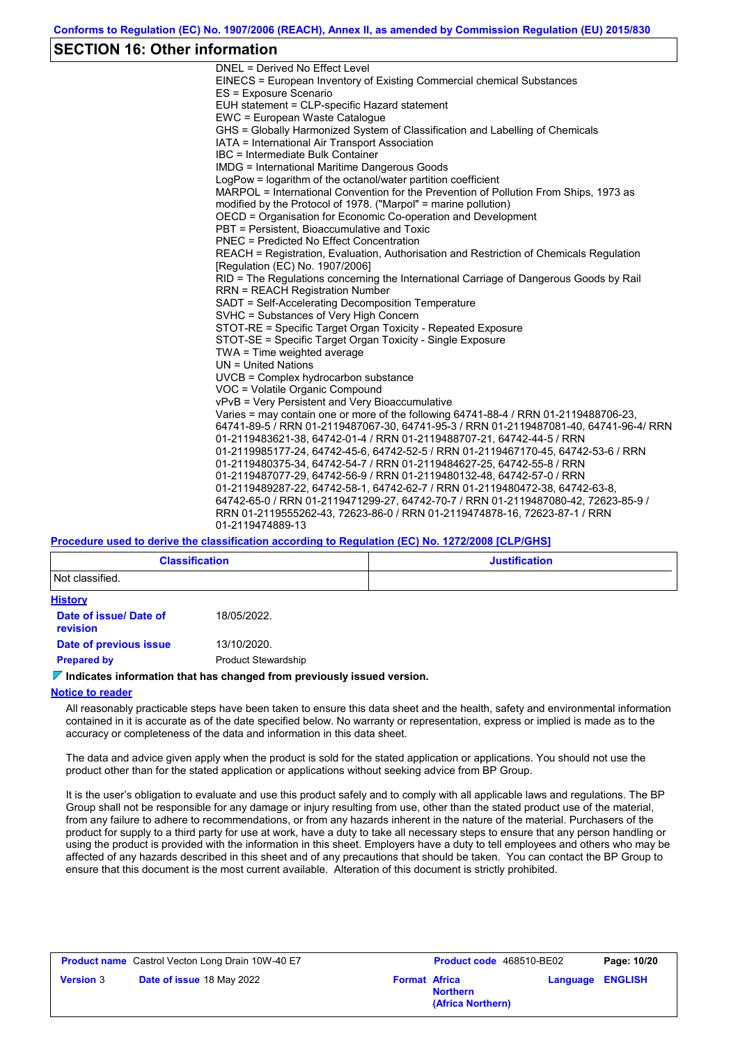## SECTION 16: Other information

DNEL = Derived No Effect Level
EINECS = European Inventory of Existing Commercial chemical Substances
ES = Exposure Scenario
EUH statement = CLP-specific Hazard statement
EWC = European Waste Catalogue
GHS = Globally Harmonized System of Classification and Labelling of Chemicals
IATA = International Air Transport Association
IBC = Intermediate Bulk Container
IMDG = International Maritime Dangerous Goods
LogPow = logarithm of the octanol/water partition coefficient
MARPOL = International Convention for the Prevention of Pollution From Ships, 1973 as modified by the Protocol of 1978. ("Marpol" = marine pollution)
OECD = Organisation for Economic Co-operation and Development
PBT = Persistent, Bioaccumulative and Toxic
PNEC = Predicted No Effect Concentration
REACH = Registration, Evaluation, Authorisation and Restriction of Chemicals Regulation [Regulation (EC) No. 1907/2006]
RID = The Regulations concerning the International Carriage of Dangerous Goods by Rail
RRN = REACH Registration Number
SADT = Self-Accelerating Decomposition Temperature
SVHC = Substances of Very High Concern
STOT-RE = Specific Target Organ Toxicity - Repeated Exposure
STOT-SE = Specific Target Organ Toxicity - Single Exposure
TWA = Time weighted average
UN = United Nations
UVCB = Complex hydrocarbon substance
VOC = Volatile Organic Compound
vPvB = Very Persistent and Very Bioaccumulative
Varies = may contain one or more of the following 64741-88-4 / RRN 01-2119488706-23, 64741-89-5 / RRN 01-2119487067-30, 64741-95-3 / RRN 01-2119487081-40, 64741-96-4/ RRN 01-2119483621-38, 64742-01-4 / RRN 01-2119488707-21, 64742-44-5 / RRN 01-2119985177-24, 64742-45-6, 64742-52-5 / RRN 01-2119467170-45, 64742-53-6 / RRN 01-2119480375-34, 64742-54-7 / RRN 01-2119484627-25, 64742-55-8 / RRN 01-2119487077-29, 64742-56-9 / RRN 01-2119480132-48, 64742-57-0 / RRN 01-2119489287-22, 64742-58-1, 64742-62-7 / RRN 01-2119480472-38, 64742-63-8, 64742-65-0 / RRN 01-2119471299-27, 64742-70-7 / RRN 01-2119487080-42, 72623-85-9 / RRN 01-2119555262-43, 72623-86-0 / RRN 01-2119474878-16, 72623-87-1 / RRN 01-2119474889-13

**Procedure used to derive the classification according to Regulation (EC) No. 1272/2008 [CLP/GHS]**

| Classification | Justification |
|---|---|
| Not classified. | |

**History**

**Date of issue/ Date of revision** 18/05/2022.

**Date of previous issue** 13/10/2020.

**Prepared by** Product Stewardship

**Indicates information that has changed from previously issued version.**

**Notice to reader**

All reasonably practicable steps have been taken to ensure this data sheet and the health, safety and environmental information contained in it is accurate as of the date specified below. No warranty or representation, express or implied is made as to the accuracy or completeness of the data and information in this data sheet.

The data and advice given apply when the product is sold for the stated application or applications. You should not use the product other than for the stated application or applications without seeking advice from BP Group.

It is the user's obligation to evaluate and use this product safely and to comply with all applicable laws and regulations. The BP Group shall not be responsible for any damage or injury resulting from use, other than the stated product use of the material, from any failure to adhere to recommendations, or from any hazards inherent in the nature of the material. Purchasers of the product for supply to a third party for use at work, have a duty to take all necessary steps to ensure that any person handling or using the product is provided with the information in this sheet. Employers have a duty to tell employees and others who may be affected of any hazards described in this sheet and of any precautions that should be taken. You can contact the BP Group to ensure that this document is the most current available. Alteration of this document is strictly prohibited.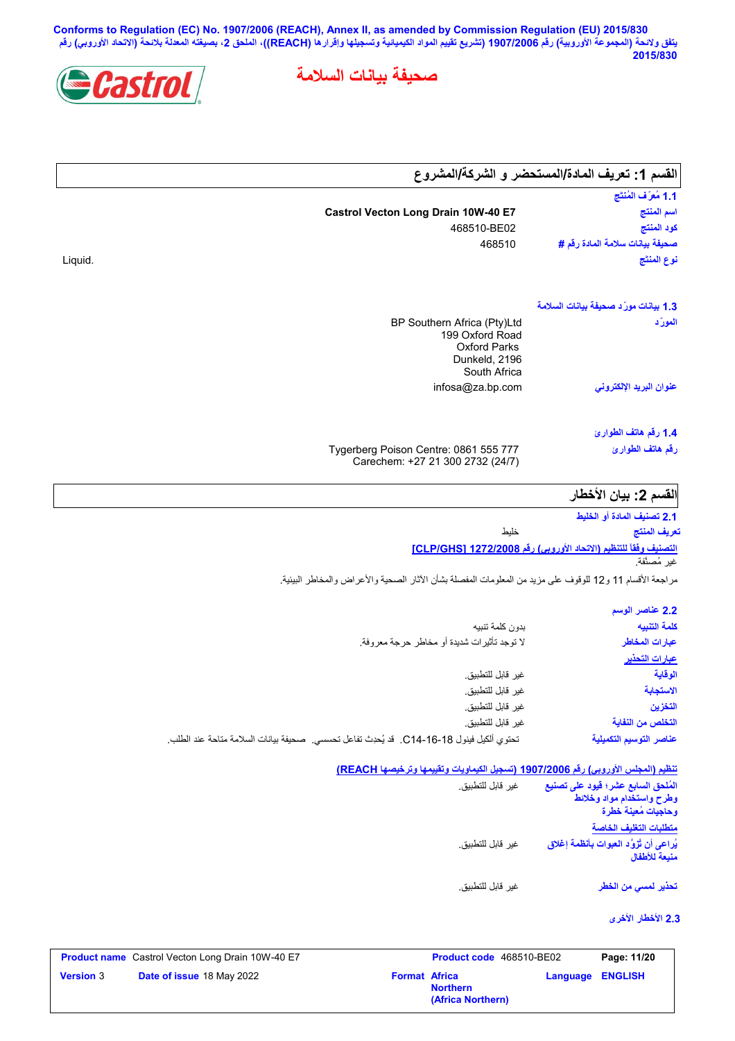**Conforms to Regulation (EC) No. 1907/2006 (REACH), Annex II, as amended by Commission Regulation (EU) 2015/830**
**يتفق ولائحة (المجموعة الأوروبية) رقم 1907/2006 (تشريع تقييم المواد الكيميائية وتسجيلها وإقرارها (REACH))، الملحق 2، بصيغته المعدلة بلائحة (الاتحاد الأوروبي) رقم 2015/830**

# صحيفة بيانات السلامة

## القسم 1: تعريف المادة/المستحضر و الشركة/المشروع

### 1.1 مُعرِّف المُنتَج

| | |
|---|---|
| اسم المنتج | **Castrol Vecton Long Drain 10W-40 E7** |
| كود المنتج | 468510-BE02 |
| صحيفة بيانات سلامة المادة رقم # | 468510 |
| نوع المنتج | Liquid. |

### 1.3 بيانات مورّد صحيفة بيانات السلامة

| | |
|---|---|
| المورّد | BP Southern Africa (Pty)Ltd<br>199 Oxford Road<br>Oxford Parks<br>Dunkeld, 2196<br>South Africa |
| عنوان البريد الإلكتروني | infosa@za.bp.com |

### 1.4 رقم هاتف الطوارئ

| | |
|---|---|
| رقم هاتف الطوارئ | Tygerberg Poison Centre: 0861 555 777<br>Carechem: +27 21 300 2732 (24/7) |

## القسم 2: بيان الأخطار

### 2.1 تصنيف المادة أو الخليط

| | |
|---|---|
| تعريف المنتج | خليط |

**التصنيف وفقًا للتنظيم (الاتحاد الأوروبي) رقم [CLP/GHS] 1272/2008**

غير مُصنَّفة.

مراجعة الأقسام 11 و12 للوقوف على مزيد من المعلومات المفصلة بشأن الآثار الصحية والأعراض والمخاطر البيئية.

### 2.2 عناصر الوسم

| | |
|---|---|
| كلمة التنبيه | بدون كلمة تنبيه |
| عبارات المخاطر | لا توجد تأثيرات شديدة أو مخاطر حرجة معروفة. |
| **عبارات التحذير** | |
| الوقاية | غير قابل للتطبيق. |
| الاستجابة | غير قابل للتطبيق. |
| التخزين | غير قابل للتطبيق. |
| التخلص من النفاية | غير قابل للتطبيق. |
| عناصر التوسيم التكميلية | تحتوي ألكيل فينول C14-16-18. قد يُحدث تفاعل تحسسي. صحيفة بيانات السلامة متاحة عند الطلب. |

**تنظيم (المجلس الأوروبي) رقم 1907/2006 (تسجيل الكيماويات وتقييمها وترخيصها REACH)**

| | |
|---|---|
| المُلحق السابع عشر؛ قيود على تصنيع وطرح واستخدام مواد وخلائط وحاجيات مُعينة خطرة | غير قابل للتطبيق. |
| **متطلبات التغليف الخاصة** | |
| يُراعى أن تُزوَّد العبوات بأنظمة إغلاق منيعة للأطفال | غير قابل للتطبيق. |
| تحذير لمسي من الخطر | غير قابل للتطبيق. |

### 2.3 الأخطار الأخرى

| Product name | Castrol Vecton Long Drain 10W-40 E7 | Product code | 468510-BE02 | Page: 11/20 |
|---|---|---|---|---|
| Version 3 | Date of issue 18 May 2022 | Format Africa Northern (Africa Northern) | Language ENGLISH | |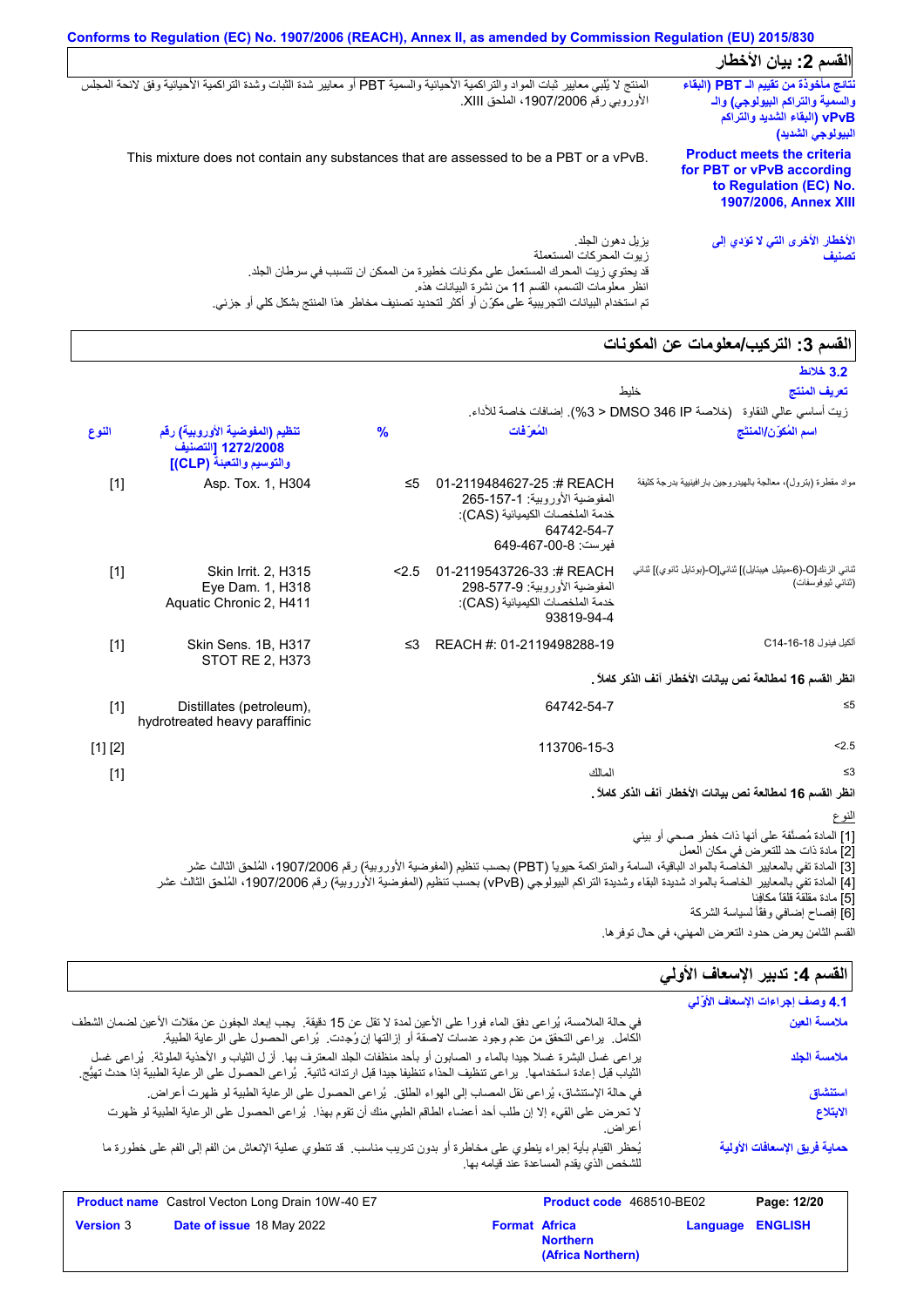Conforms to Regulation (EC) No. 1907/2006 (REACH), Annex II, as amended by Commission Regulation (EU) 2015/830

## القسم 2: بيان الأخطار

| | |
|---|---|
| **نتائج مأخوذة من تقييم الـ PBT (البقاء والسمية والتراكم البيولوجي) والـ vPvB (البقاء الشديد والتراكم البيولوجي الشديد)** | المنتج لا يُلبي معايير ثبات المواد والتراكمية الأحيائية والسمية PBT أو معايير شدة الثبات وشدة التراكمية الأحيائية وفق لائحة المجلس الأوروبي رقم 1907/2006، الملحق XIII. |
| **Product meets the criteria for PBT or vPvB according to Regulation (EC) No. 1907/2006, Annex XIII** | This mixture does not contain any substances that are assessed to be a PBT or a vPvB. |
| **الأخطار الأخرى التي لا تؤدي إلى تصنيف** | يزيل دهون الجلد.<br>زيوت المحركات المستعملة<br>قد يحتوي زيت المحرك المستعمل على مكونات خطيرة من الممكن ان تتسبب في سرطان الجلد.<br>انظر معلومات التسمم، القسم 11 من نشرة البيانات هذه.<br>تم استخدام البيانات التجريبية على مكوّن أو أكثر لتحديد تصنيف مخاطر هذا المنتج بشكل كلي أو جزئي. |

## القسم 3: التركيب/معلومات عن المكونات

**3.2 خلائط**

**تعريف المنتج** خليط

زيت أساسي عالي النقاوة (خلاصة DMSO 346 IP < 3%). إضافات خاصة للأداء.

| اسم المُكوِّن/المنتج | المُعرِّفات | % | تنظيم (المفوضية الأوروبية) رقم 1272/2008 [التصنيف والتوسيم والتعبئة (CLP)] | النوع |
|---|---|---|---|---|
| مواد مقطرة (بترول)، معالجة بالهيدروجين بارافينية بدرجة كثيفة | REACH #: 01-2119484627-25<br>المفوضية الأوروبية: 265-157-1<br>خدمة الملخصات الكيميائية (CAS): 64742-54-7<br>فهرست: 649-467-00-8 | ≤5 | Asp. Tox. 1, H304 | [1] |
| ثنائي الزنك[O-(6-ميثيل هيبتايل)] ثنائي[O-(بوتايل ثانوي)] ثنائي (ثنائي ثيوفوسفات) | REACH #: 01-2119543726-33<br>المفوضية الأوروبية: 298-577-9<br>خدمة الملخصات الكيميائية (CAS): 93819-94-4 | <2.5 | Skin Irrit. 2, H315<br>Eye Dam. 1, H318<br>Aquatic Chronic 2, H411 | [1] |
| ألكيل فينول C14-16-18 | REACH #: 01-2119498288-19 | ≤3 | Skin Sens. 1B, H317<br>STOT RE 2, H373 | [1] |
| انظر القسم 16 لمطالعة نص بيانات الأخطار آنف الذكر كاملاً. | | | | |
| ≤5 | 64742-54-7 | | Distillates (petroleum), hydrotreated heavy paraffinic | [1] |
| <2.5 | 113706-15-3 | | | [1] [2] |
| ≤3 | المالك | | | [1] |
| انظر القسم 16 لمطالعة نص بيانات الأخطار آنف الذكر كاملاً. | | | | |

النوع

[1] المادة مُصنَّفة على أنها ذات خطر صحي أو بيئي
[2] مادة ذات حد للتعرض في مكان العمل
[3] المادة تفي بالمعايير الخاصة بالمواد الباقية، السامة والمتراكمة حيوياً (PBT) بحسب تنظيم (المفوضية الأوروبية) رقم 1907/2006، المُلحق الثالث عشر
[4] المادة تفي بالمعايير الخاصة بالمواد شديدة البقاء وشديدة التراكم البيولوجي (vPvB) بحسب تنظيم (المفوضية الأوروبية) رقم 1907/2006، المُلحق الثالث عشر
[5] مادة مقلقة قلقاً مكافئا
[6] إفصاح إضافي وفقاً لسياسة الشركة

القسم الثامن يعرض حدود التعرض المهني، في حال توفرها.

## القسم 4: تدبير الإسعاف الأولي

**4.1 وصف إجراءات الإسعاف الأوّلي**

| | |
|---|---|
| **ملامسة العين** | في حالة الملامسة، يُراعى دفق الماء فورا على الأعين لمدة لا تقل عن 15 دقيقة. يجب إبعاد الجفون عن مقلات الأعين لضمان الشطف الكامل. يراعى التحقق من عدم وجود عدسات لاصقة أو إزالتها إن وُجِدت. يُراعى الحصول على الرعاية الطبية. |
| **ملامسة الجلد** | يراعى غسل البشرة غسلا جيدا بالماء و الصابون أو بأحد منظفات الجلد المعترف بها. أزل الثياب و الأحذية الملوثة. يُراعى غسل الثياب قبل إعادة استخدامها. يراعى تنظيف الحذاء تنظيفا جيدا قبل ارتدائه ثانية. يُراعى الحصول على الرعاية الطبية إذا حدث تهيُّج. |
| **استنشاق** | في حالة الإستنشاق، يُراعى نقل المصاب إلى الهواء الطلق. يُراعى الحصول على الرعاية الطبية لو ظهرت أعراض. |
| **الابتلاع** | لا تحرض على القيء إلا إن طلب أحد أعضاء الطاقم الطبي منك أن تقوم بهذا. يُراعى الحصول على الرعاية الطبية لو ظهرت أعراض. |
| **حماية فريق الإسعافات الأولية** | يُحظر القيام بأية إجراء ينطوي على مخاطرة أو بدون تدريب مناسب. قد تنطوي عملية الإنعاش من الفم إلى الفم على خطورة ما للشخص الذي يقدم المساعدة عند قيامه بها. |

| | | | |
|---|---|---|---|
| **Product name** Castrol Vecton Long Drain 10W-40 E7 | | **Product code** 468510-BE02 | **Page:** 12/20 |
| **Version** 3 | **Date of issue** 18 May 2022 | **Format** Africa Northern (Africa Northern) | **Language** ENGLISH |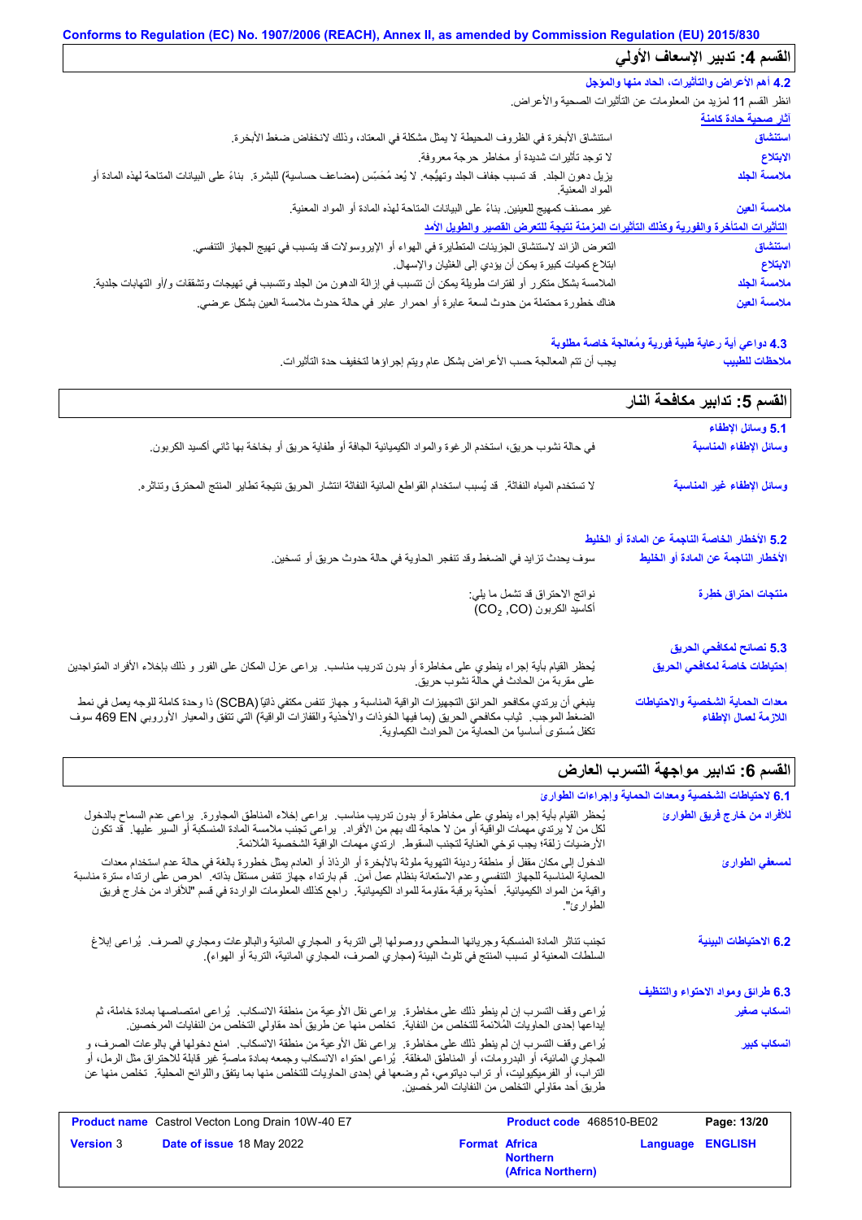## القسم 4: تدبير الإسعاف الأولي

### 4.2 أهم الأعراض والتأثيرات، الحاد منها والمؤجل

انظر القسم 11 لمزيد من المعلومات عن التأثيرات الصحية والأعراض.

**آثار صحية حادة كامنة**

| | |
|---|---|
| **استنشاق** | استنشاق الأبخرة في الظروف المحيطة لا يمثل مشكلة في المعتاد، وذلك لانخفاض ضغط الأبخرة. |
| **الابتلاع** | لا توجد تأثيرات شديدة أو مخاطر حرجة معروفة. |
| **ملامسة الجلد** | يزيل دهون الجلد. قد تسبب جفاف الجلد وتهيُّجه. لا يُعد مُحَسِّن (مضاعف حساسية) للبشرة. بناءً على البيانات المتاحة لهذه المادة أو المواد المعنية. |
| **ملامسة العين** | غير مصنف كمهيج للعينين. بناءً على البيانات المتاحة لهذه المادة أو المواد المعنية. |

**التأثيرات المتأخرة والفورية وكذلك التأثيرات المزمنة نتيجة للتعرض القصير والطويل الأمد**

| | |
|---|---|
| **استنشاق** | التعرض الزائد لاستنشاق الجزيئات المتطايرة في الهواء أو الإيروسولات قد يتسبب في تهيج الجهاز التنفسي. |
| **الابتلاع** | ابتلاع كميات كبيرة يمكن أن يؤدي إلى الغثيان والإسهال. |
| **ملامسة الجلد** | الملامسة بشكل متكرر أو لفترات طويلة يمكن أن تتسبب في إزالة الدهون من الجلد وتتسبب في تهيجات وتشققات و/أو التهابات جلدية. |
| **ملامسة العين** | هناك خطورة محتملة من حدوث لسعة عابرة أو احمرار عابر في حالة حدوث ملامسة العين بشكل عرضي. |

### 4.3 دواعي أية رعاية طبية فورية ومُعالجة خاصة مطلوبة

| | |
|---|---|
| **ملاحظات للطبيب** | يجب أن تتم المعالجة حسب الأعراض بشكل عام ويتم إجراؤها لتخفيف حدة التأثيرات. |

## القسم 5: تدابير مكافحة النار

### 5.1 وسائل الإطفاء

| | |
|---|---|
| **وسائل الإطفاء المناسبة** | في حالة نشوب حريق، استخدم الرغوة والمواد الكيميائية الجافة أو طفاية حريق أو بخاخة بها ثاني أكسيد الكربون. |
| **وسائل الإطفاء غير المناسبة** | لا تستخدم المياه النفاثة. قد يُسبب استخدام القواطع المائية النفاثة انتشار الحريق نتيجة تطاير المنتج المحترق وتناثره. |

### 5.2 الأخطار الخاصة الناجمة عن المادة أو الخليط

| | |
|---|---|
| **الأخطار الناجمة عن المادة أو الخليط** | سوف يحدث تزايد في الضغط وقد تنفجر الحاوية في حالة حدوث حريق أو تسخين. |
| **منتجات احتراق خطرة** | نواتج الاحتراق قد تشمل ما يلي: أكاسيد الكربون ($CO_2$, CO) |

### 5.3 نصائح لمكافحي الحريق

| | |
|---|---|
| **إحتياطات خاصة لمكافحي الحريق** | يُحظر القيام بأية إجراء ينطوي على مخاطرة أو بدون تدريب مناسب. يراعى عزل المكان على الفور و ذلك بإخلاء الأفراد المتواجدين على مقربة من الحادث في حالة نشوب حريق. |
| **معدات الحماية الشخصية والاحتياطات اللازمة لعمال الإطفاء** | ينبغي أن يرتدي مكافحو الحرائق التجهيزات الواقية المناسبة و جهاز تنفس مكتفي ذاتيًا (SCBA) ذا وحدة كاملة للوجه يعمل في نمط الضغط الموجب. ثياب مكافحي الحريق (بما فيها الخوذات والأحذية والقفازات الواقية) التي تتفق والمعيار الأوروبي EN 469 سوف تكفل مُستوى أساسياً من الحماية من الحوادث الكيماوية. |

## القسم 6: تدابير مواجهة التسرب العارض

### 6.1 لاحتياطات الشخصية ومعدات الحماية وإجراءات الطوارئ

| | |
|---|---|
| **للأفراد من خارج فريق الطوارئ** | يُحظر القيام بأية إجراء ينطوي على مخاطرة أو بدون تدريب مناسب. يراعى إخلاء المناطق المجاورة. يراعى عدم السماح بالدخول لكل من لا يرتدي مهمات الوقاية أو من لا حاجة لك بهم من الأفراد. يراعى تجنب ملامسة المادة المنسكبة أو السير عليها. قد تكون الأرضيات زلقة؛ يجب توخي العناية لتجنب السقوط. ارتدي مهمات الوقاية الشخصية المُلائمة. |
| **لمسعفي الطوارئ** | الدخول إلى مكان مقفل أو منطقة رديئة التهوية ملوثة بالأبخرة أو الرذاذ أو العادم يمثل خطورة بالغة في حالة عدم استخدام معدات الحماية المناسبة للجهاز التنفسي وعدم الاستعانة بنظام عمل آمن. قم بارتداء جهاز تنفس مستقل بذاته. احرص على ارتداء سترة مناسبة واقية من المواد الكيميائية. أحذية برقبة مقاومة للمواد الكيميائية. راجع كذلك المعلومات الواردة في قسم "للأفراد من خارج فريق الطوارئ". |

| | |
|---|---|
| **6.2 الاحتياطات البيئية** | تجنب تناثر المادة المنسكبة وجريانها السطحي ووصولها إلى التربة و المجاري المائية والبالوعات ومجاري الصرف. يُراعى إبلاغ السلطات المعنية لو تسبب المنتج في تلوث البيئة (مجاري الصرف، المجاري المائية، التربة أو الهواء). |

### 6.3 طرائق ومواد الاحتواء والتنظيف

| | |
|---|---|
| **انسكاب صغير** | يُراعى وقف التسرب إن لم ينطو ذلك على مخاطرة. يراعى نقل الأوعية من منطقة الانسكاب. يُراعى امتصاصها بمادة خاملة، ثم إيداعها إحدى الحاويات المُلائمة للتخلص من النفاية. تخلص منها عن طريق أحد مقاولي التخلص من النفايات المرخصين. |
| **انسكاب كبير** | يُراعى وقف التسرب إن لم ينطو ذلك على مخاطرة. يراعى نقل الأوعية من منطقة الانسكاب. امنع دخولها في بالوعات الصرف، و المجاري المائية، أو البدرومات، أو المناطق المغلقة. يُراعى احتواء الانسكاب وجمعه بمادة ماصة غير قابلة للاحتراق مثل الرمل، أو التراب، أو الفرميكيوليت، أو تراب دياتومي، ثم وضعها في إحدى الحاويات للتخلص منها بما يتفق واللوائح المحلية. تخلص منها عن طريق أحد مقاولي التخلص من النفايات المرخصين. |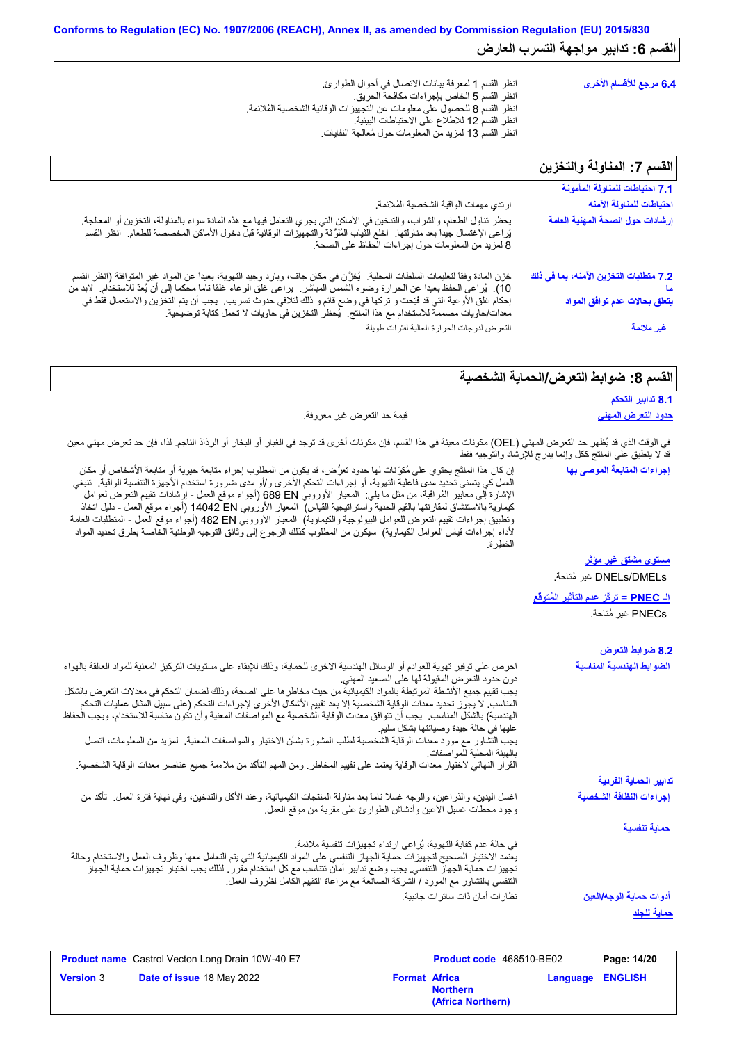## القسم 6: تدابير مواجهة التسرب العارض

**6.4 مرجع للأقسام الأخرى**

انظر القسم 1 لمعرفة بيانات الاتصال في أحوال الطوارئ.
انظر القسم 5 الخاص بإجراءات مكافحة الحريق.
انظر القسم 8 للحصول على معلومات عن التجهيزات الوقائية الشخصية المُلائمة.
انظر القسم 12 للاطلاع على الاحتياطات البيئية.
انظر القسم 13 لمزيد من المعلومات حول مُعالجة النفايات.

## القسم 7: المناولة والتخزين

**7.1 احتياطات للمناولة المأمونة**

**احتياطات للمناولة الآمنه**

ارتدي مهمات الواقية الشخصية المُلائمة.

**إرشادات حول الصحة المهنية العامة**

يحظر تناول الطعام، والشراب، والتدخين في الأماكن التي يجري التعامل فيها مع هذه المادة سواء بالمناولة، التخزين أو المعالجة. يُراعى الإغتسال جيداً بعد مناولتها. اخلع الثِّياب المُلوَّثة والتجهيزات الوقائية قبل دخول الأماكن المخصصة للطعام. انظر القسم 8 لمزيد من المعلومات حول إجراءات الحفاظ على الصحة.

**7.2 متطلبات التخزين الآمنه، بما في ذلك ما يتعلق بحالات عدم توافق المواد غير ملائمة**

خزن المادة وفقاً لتعليمات السلطات المحلية. يُخزَّن في مكان جاف، وبارد وجيد التهوية، بعيداً عن المواد غير المتوافقة (انظر القسم 10). يُراعى الحفظ بعيدا عن الحرارة وضوء الشمس المباشر. يراعى غلق الوعاء غلقا تاما محكما إلى أن يُعدّ للاستخدام. لابد من إحكام غلق الأوعية التي قد فُتِحت و تركها في وضع قائم و ذلك لتلافي حدوث تسريب. يجب أن يتم التخزين والاستعمال فقط في معدات/حاويات مصممة للاستخدام مع هذا المنتج. يُحظر التخزين في حاويات لا تحمل كتابة توضيحية.

التعرض لدرجات الحرارة العالية لفترات طويلة

## القسم 8: ضوابط التعرض/الحماية الشخصية

**8.1 تدابير التحكم**

**حدود التعرض المهني**

قيمة حد التعرض غير معروفة.

في الوقت الذي قد يُظهر حد التعرض المهني (OEL) مكونات معينة في هذا القسم، فإن مكونات أخرى قد توجد في الغبار أو البخار أو الرذاذ الناجم. لذا، فإن حد تعرض مهني معين قد لا ينطبق على المنتج ككل وإنما يدرج للإرشاد والتوجيه فقط

**إجراءات المتابعة الموصى بها**

إن كان هذا المنتَج يحتوي على مُكوِّنات لها حدود تعرُّض، قد يكون من المطلوب إجراء متابعة حيوية أو متابعة الأشخاص أو مكان العمل كي يتسنى تحديد مدى فاعلية التهوية، أو إجراءات التحكم الأخرى و/أو مدى ضرورة استخدام الأجهزة التنفسية الواقية. تنبغي الإشارة إلى معايير المُراقبة، من مثل ما يلي: المعيار الأوروبي EN 689 (أجواء موقع العمل - إرشادات تقييم التعرض لعوامل كيماوية بالاستنشاق لمقارنتها بالقيم الحدية واستراتيجية القياس) المعيار الأوروبي EN 14042 (أجواء موقع العمل - دليل اتخاذ وتطبيق إجراءات تقييم التعرض للعوامل البيولوجية والكيماوية) المعيار الأوروبي EN 482 (أجواء موقع العمل - المتطلبات العامة لأداء إجراءات قياس العوامل الكيماوية) سيكون من المطلوب كذلك الرجوع إلى وثائق التوجيه الوطنية الخاصة بطرق تحديد المواد الخطِرة.

**مستوى مشتق غير مؤثر**

DNELs/DMELs غير مُتاحة.

**الـ PNEC = تركّز عدم التأثير المُتوقّع**

PNECs غير مُتاحة.

**8.2 ضوابط التعرض**

**الضوابط الهندسية المناسبة**

احرص على توفير تهوية للعوادم أو الوسائل الهندسية الاخرى للحماية، وذلك للإبقاء على مستويات التركيز المعنية للمواد العالقة بالهواء دون حدود التعرض المقبولة لها على الصعيد المهني.
يجب تقييم جميع الأنشطة المرتبطة بالمواد الكيميائية من حيث مخاطرها على الصحة، وذلك لضمان التحكم في معدلات التعرض بالشكل المناسب. لا يجوز تحديد معدات الوقاية الشخصية إلا بعد تقييم الأشكال الأخرى لإجراءات التحكم (على سبيل المثال عمليات التحكم الهندسية) بالشكل المناسب. يجب أن تتوافق معدات الوقاية الشخصية مع المواصفات المعنية وأن تكون مناسبة للاستخدام، ويجب الحفاظ عليها في حالة جيدة وصيانتها بشكل سليم.
يجب التشاور مع مورد معدات الوقاية الشخصية لطلب المشورة بشأن الاختيار والمواصفات المعنية. لمزيد من المعلومات، اتصل بالهيئة المحلية للمواصفات.
القرار النهائي لاختيار معدات الوقاية يعتمد على تقييم المخاطر. ومن المهم التأكد من ملاءمة جميع عناصر معدات الوقاية الشخصية.

**تدابير الحماية الفردية**

**إجراءات النظافة الشخصية**

اغسل اليدين، والذراعين، والوجه غسلا تاماً بعد مناولة المنتجات الكيميائية، وعند الأكل والتدخين، وفي نهاية فترة العمل. تأكد من وجود محطات غسيل الأعين وأدشاش الطوارئ على مقربة من موقع العمل.

**حماية تنفسية**

في حالة عدم كفاية التهوية، يُراعى ارتداء تجهيزات تنفسية ملائمة.
يعتمد الاختيار الصحيح لتجهيزات حماية الجهاز التنفسي على المواد الكيميائية التي يتم التعامل معها وظروف العمل والاستخدام وحالة تجهيزات حماية الجهاز التنفسي. يجب وضع تدابير أمان تتناسب مع كل استخدام مقرر. لذلك يجب اختيار تجهيزات حماية الجهاز التنفسي بالتشاور مع المورد / الشركة الصانعة مع مراعاة التقييم الكامل لظروف العمل.

**أدوات حماية الوجه/العين**

نظارات أمان ذات ساترات جانبية.

**حماية للجلد**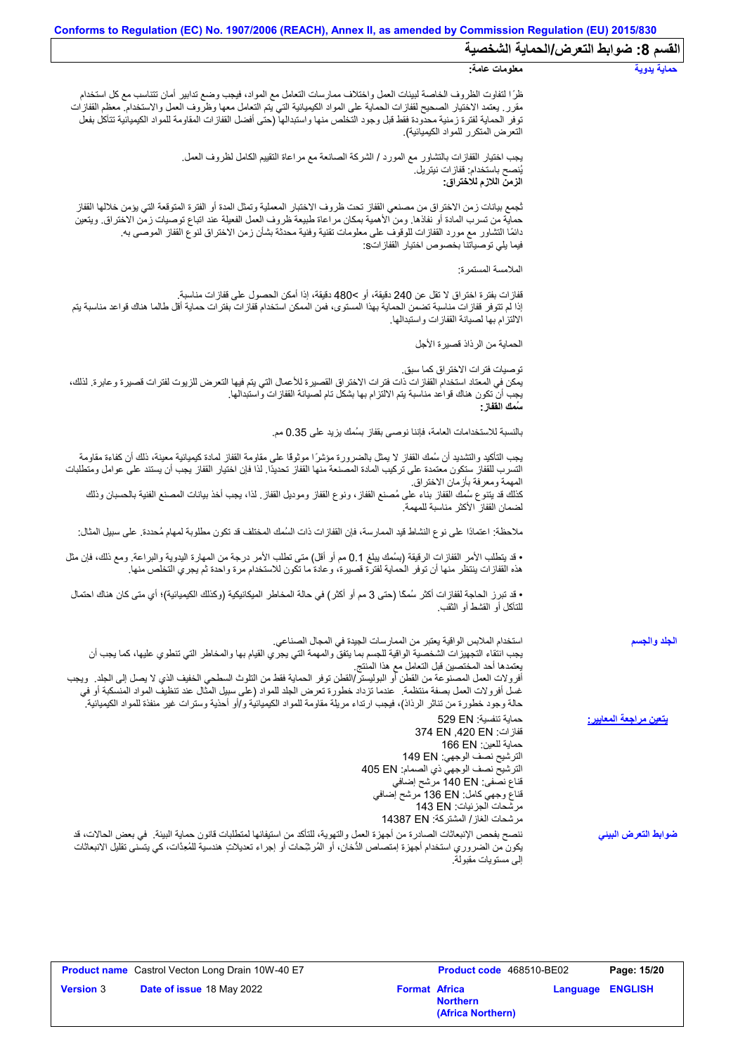## القسم 8: ضوابط التعرض/الحماية الشخصية

**حماية يدوية**

**معلومات عامة:**

ظرًا لتفاوت الظروف الخاصة لبيئات العمل واختلاف ممارسات التعامل مع المواد، فيجب وضع تدابير أمان تتناسب مع كل استخدام مقرر. يعتمد الاختيار الصحيح لقفازات الحماية على المواد الكيميائية التي يتم التعامل معها وظروف العمل والاستخدام. معظم القفازات توفر الحماية لفترة زمنية محدودة فقط قبل وجود التخلص منها واستبدالها (حتى أفضل القفازات المقاومة للمواد الكيميائية تتآكل بفعل التعرض المتكرر للمواد الكيميائية).

يجب اختيار القفازات بالتشاور مع المورد / الشركة الصانعة مع مراعاة التقييم الكامل لظروف العمل.
يُنصح باستخدام: قفازات نيتريل.
**الزمن اللازم للاختراق:**

تُجمع بيانات زمن الاختراق من مصنعي القفاز تحت ظروف الاختبار المعملية وتمثل المدة أو الفترة المتوقعة التي يؤمن خلالها القفاز حماية من تسرب المادة أو نفاذها. ومن الأهمية بمكان مراعاة طبيعة ظروف العمل الفعيلة عند اتباع توصيات زمن الاختراق. ويتعين دائمًا التشاور مع مورد القفازات للوقوف على معلومات تقنية وفنية محدثة بشأن زمن الاختراق لنوع القفاز الموصى به.
فيما يلي توصياتنا بخصوص اختيار القفازاتs:

الملامسة المستمرة:

قفازات بفترة اختراق لا تقل عن 240 دقيقة، أو >480 دقيقة، إذا أمكن الحصول على قفازات مناسبة.
إذا لم تتوفر قفازات مناسبة تضمن الحماية بهذا المستوى، فمن الممكن استخدام قفازات بفترات حماية أقل طالما هناك قواعد مناسبة يتم الالتزام بها لصيانة القفازات واستبدالها.

الحماية من الرذاذ قصيرة الأجل

توصيات فترات الاختراق كما سبق.
يمكن في المعتاد استخدام القفازات ذات فترات الاختراق القصيرة للأعمال التي يتم فيها التعرض للزيوت لفترات قصيرة وعابرة. لذلك، يجب أن تكون هناك قواعد مناسبة يتم الالتزام بها بشكل تام لصيانة القفازات واستبدالها.
**سُمك القفاز:**

بالنسبة للاستخدامات العامة، فإننا نوصى بقفاز بسُمك يزيد على 0.35 مم.

يجب التأكيد والتشديد أن سُمك القفاز لا يمثل بالضرورة مؤشرًا موثوقًا على مقاومة القفاز لمادة كيميائية معينة، ذلك أن كفاءة مقاومة التسرب للقفاز ستكون معتمدة على تركيب المادة المصنعة منها القفاز تحديدًا. لذا فإن اختيار القفاز يجب أن يستند على عوامل ومتطلبات المهمة ومعرفة بأزمان الاختراق.
كذلك قد يتنوع سُمك القفاز بناء على مُصنع القفاز، ونوع القفاز وموديل القفاز. لذا، يجب أخذ بيانات المصنع الفنية بالحسبان وذلك لضمان القفاز الأكثر مناسبة للمهمة.

ملاحظة: اعتمادًا على نوع النشاط قيد الممارسة، فإن القفازات ذات السُمك المختلف قد تكون مطلوبة لمهام مُحددة. على سبيل المثال:

• قد يتطلب الأمر القفازات الرقيقة (بسُمك يبلغ 0.1 مم أو أقل) متى تطلب الأمر درجة من المهارة اليدوية والبراعة. ومع ذلك، فإن مثل هذه القفازات ينتظر منها أن توفر الحماية لفترة قصيرة، وعادة ما تكون للاستخدام مرة واحدة ثم يجري التخلص منها.

• قد تبرز الحاجة لقفازات أكثر سُمكًا (حتى 3 مم أو أكثر) في حالة المخاطر الميكانيكية (وكذلك الكيميائية)؛ أي متى كان هناك احتمال للتآكل أو القشط أو الثقب.

**الجلد والجسم**

استخدام الملابس الواقية يعتبر من الممارسات الجيدة في المجال الصناعي.
يجب انتقاء التجهيزات الشخصية الواقية للجسم بما يتفق والمهمة التي يجري القيام بها والمخاطر التي تنطوي عليها، كما يجب أن يعتمدها أحد المختصين قبل التعامل مع هذا المنتج.
أفرولات العمل المصنوعة من القطن أو البوليستر/القطن توفر الحماية فقط من التلوث السطحي الخفيف الذي لا يصل إلى الجلد. ويجب غسل أفرولات العمل بصفة منتظمة. عندما تزداد خطورة تعرض الجلد للمواد (على سبيل المثال عند تنظيف المواد المنسكبة أو في حالة وجود خطورة من تناثر الرذاذ)، فيجب ارتداء مريلة مقاومة للمواد الكيميائية و/أو أحذية وسترات غير منفذة للمواد الكيميائية.

**يتعين مراجعة المعايير:**

حماية تنفسية: EN 529
قفازات: EN 420, EN 374
حماية للعين: EN 166
الترشيح نصف الوجهي: EN 149
الترشيح نصف الوجهي ذي الصمام: EN 405
قناع نصفي: EN 140 مرشح إضافي
قناع وجهي كامل: EN 136 مرشح إضافي
مرشحات الجزئيات: EN 143
مرشحات الغاز/ المشتركة: EN 14387

**ضوابط التعرض البيئي**

ننصح بفحص الإنبعاثات الصادرة من أجهزة العمل والتهوية، للتأكد من استيفائها لمتطلبات قانون حماية البيئة. في بعض الحالات، قد يكون من الضروري استخدام أجهزة إمتصاص الدُّخان، أو المُرشّحات أو إجراء تعديلاتٍ هندسية للمُعِدَّات، كي يتسنى تقليل الانبعاثات إلى مستويات مقبولة.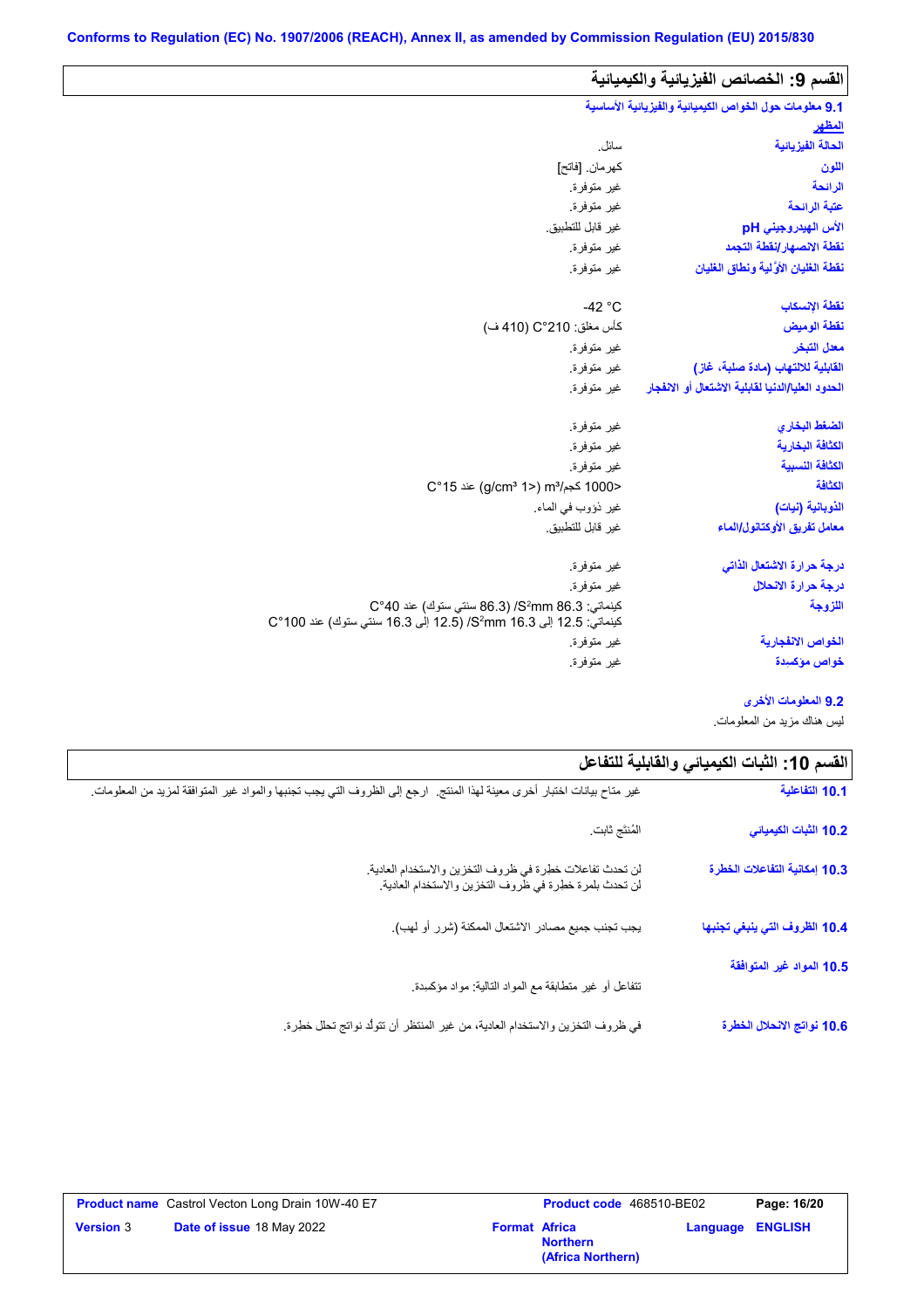Conforms to Regulation (EC) No. 1907/2006 (REACH), Annex II, as amended by Commission Regulation (EU) 2015/830

## القسم 9: الخصائص الفيزيائية والكيميائية

### 9.1 معلومات حول الخواص الكيميائية والفيزيائية الأساسية

**المظهر**

| | |
|---|---|
| **الحالة الفيزيائية** | سائل. |
| **اللون** | كهرمان. [فاتح] |
| **الرائحة** | غير متوفرة. |
| **عتبة الرائحة** | غير متوفرة. |
| **الأس الهيدروجيني pH** | غير قابل للتطبيق. |
| **نقطة الانصهار/نقطة التجمد** | غير متوفرة. |
| **نقطة الغليان الأوّلية ونطاق الغليان** | غير متوفرة. |
| **نقطة الإنسكاب** | -42 °C |
| **نقطة الوميض** | كأس مغلق: 210°C (410 ف) |
| **معدل التبخر** | غير متوفرة. |
| **القابلية للالتهاب (مادة صلبة، غاز)** | غير متوفرة. |
| **الحدود العليا/الدنيا لقابلية الاشتعال أو الانفجار** | غير متوفرة. |
| **الضغط البخاري** | غير متوفرة. |
| **الكثافة البخارية** | غير متوفرة. |
| **الكثافة النسبية** | غير متوفرة. |
| **الكثافة** | <1000 كجم/m³ (<1 g/cm³) عند 15°C |
| **الذوبانية (نيات)** | غير ذؤوب في الماء. |
| **معامل تفريق الأوكتانول/الماء** | غير قابل للتطبيق. |
| **درجة حرارة الاشتعال الذاتي** | غير متوفرة. |
| **درجة حرارة الانحلال** | غير متوفرة. |
| **اللزوجة** | كينماتي: 86.3 mm²/S (86.3 سنتي ستوك) عند 40°C<br>كينماتي: 12.5 إلى 16.3 mm²/S (12.5 إلى 16.3 سنتي ستوك) عند 100°C |
| **الخواص الانفجارية** | غير متوفرة. |
| **خواص مؤكسدة** | غير متوفرة. |

### 9.2 المعلومات الأخرى

ليس هناك مزيد من المعلومات.

## القسم 10: الثبات الكيميائي والقابلية للتفاعل

| | |
|---|---|
| **10.1 التفاعلية** | غير متاح بيانات اختبار أخرى معينة لهذا المنتج. ارجع إلى الظروف التي يجب تجنبها والمواد غير المتوافقة لمزيد من المعلومات. |
| **10.2 الثبات الكيميائي** | المُنتج ثابت. |
| **10.3 إمكانية التفاعلات الخطرة** | لن تحدث تفاعلات خطرة في ظروف التخزين والاستخدام العادية.<br>لن تحدث بلمرة خطرة في ظروف التخزين والاستخدام العادية. |
| **10.4 الظروف التي ينبغي تجنبها** | يجب تجنب جميع مصادر الاشتعال الممكنة (شرر أو لهب). |
| **10.5 المواد غير المتوافقة** | تتفاعل أو غير متطابقة مع المواد التالية: مواد مؤكسدة. |
| **10.6 نواتج الانحلال الخطرة** | في ظروف التخزين والاستخدام العادية، من غير المنتظر أن تتولّد نواتج تحلل خطرة. |

| | | | |
|---|---|---|---|
| **Product name** Castrol Vecton Long Drain 10W-40 E7 | | **Product code** 468510-BE02 | **Page: 16/20** |
| **Version** 3 | **Date of issue** 18 May 2022 | **Format Africa Northern (Africa Northern)** | **Language ENGLISH** |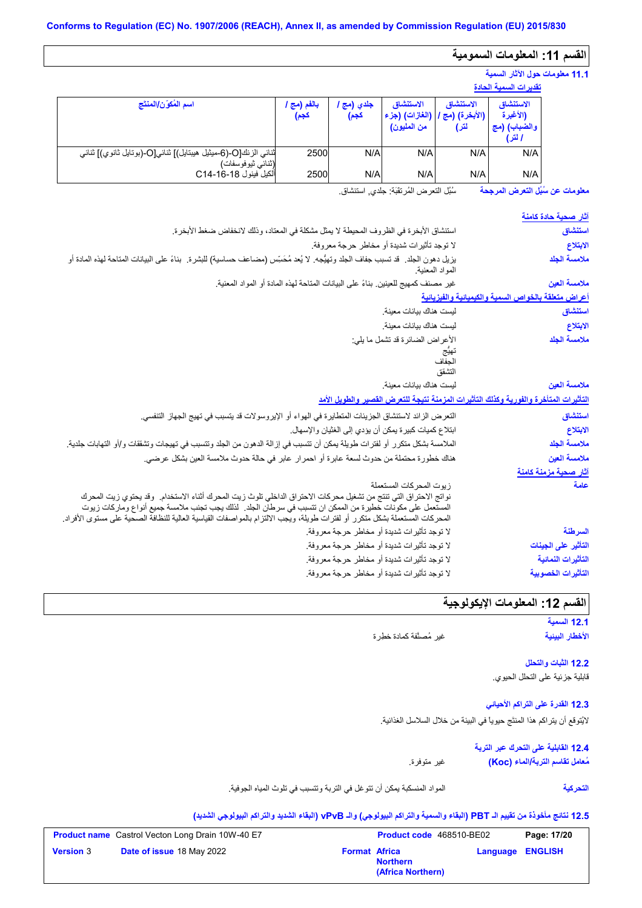Conforms to Regulation (EC) No. 1907/2006 (REACH), Annex II, as amended by Commission Regulation (EU) 2015/830

## القسم 11: المعلومات السمومية

### 11.1 معلومات حول الآثار السمية

**تقديرات السمية الحادة**

| اسم المُكوّن/المنتج | بالفم (مج / كجم) | جلدي (مج / كجم) | الاستنشاق (الغازات) (جزء من المليون) | الاستنشاق (الأبخرة) (مج / لتر) | الاستنشاق (الأغبرة والضباب) (مج / لتر) |
|---|---|---|---|---|---|
| ثنائي الزنك[O-(6-ميثيل هيبتايل)] ثنائي[O-(بوتايل ثانوي)] ثنائي (ثنائي ثيوفسفات) | 2500 | N/A | N/A | N/A | N/A |
| ألكيل فينول C14-16-18 | 2500 | N/A | N/A | N/A | N/A |

**معلومات عن سُبُل التعرض المرجحة** سُبُل التعرض المُرتقَبة: جلدي, استنشاق.

**آثار صحية حادة كامنة**

**استنشاق** استنشاق الأبخرة في الظروف المحيطة لا يمثل مشكلة في المعتاد، وذلك لانخفاض ضغط الأبخرة.

**الابتلاع** لا توجد تأثيرات شديدة أو مخاطر حرجة معروفة.

**ملامسة الجلد** يزيل دهون الجلد. قد تسبب جفاف الجلد وتهيُّجه. لا يُعد مُحَسِّس (مضاعف حساسية) للبشرة. بناءً على البيانات المتاحة لهذه المادة أو المواد المعنية.

**ملامسة العين** غير مصنف كمهيج للعينين. بناءً على البيانات المتاحة لهذه المادة أو المواد المعنية.

**أعراض متعلقة بالخواص السمية والكيميائية والفيزيائية**

**استنشاق** ليست هناك بيانات معينة.

**الابتلاع** ليست هناك بيانات معينة.

**ملامسة الجلد** الأعراض الضائرة قد تشمل ما يلي:
تهيُّج
الجفاف
التشقق

**ملامسة العين** ليست هناك بيانات معينة.

**التأثيرات المتأخرة والفورية وكذلك التأثيرات المزمنة نتيجة للتعرض القصير والطويل الأمد**

**استنشاق** التعرض الزائد لاستنشاق الجزيئات المتطايرة في الهواء أو الإيروسولات قد يتسبب في تهيج الجهاز التنفسي.

**الابتلاع** ابتلاع كميات كبيرة يمكن أن يؤدي إلى الغثيان والإسهال.

**ملامسة الجلد** الملامسة بشكل متكرر أو لفترات طويلة يمكن أن تتسبب في إزالة الدهون من الجلد وتتسبب في تهيجات وتشققات و/أو التهابات جلدية.

**ملامسة العين** هناك خطورة محتملة من حدوث لسعة عابرة أو احمرار عابر في حالة حدوث ملامسة العين بشكل عرضي.

**آثار صحية مزمنة كامنة**

**عامة** زيوت المحركات المستعملة
نواتج الاحتراق التي تنتج من تشغيل محركات الاحتراق الداخلي تلوث زيت المحرك أثناء الاستخدام. وقد يحتوي زيت المحرك المستعمل على مكونات خطيرة من الممكن ان تتسبب في سرطان الجلد. لذلك يجب تجنب ملامسة جميع أنواع وماركات زيوت المحركات المستعملة بشكل متكرر أو لفترات طويلة، ويجب الالتزام بالمواصفات القياسية العالية للنظافة الصحية على مستوى الأفراد.

**السرطنة** لا توجد تأثيرات شديدة أو مخاطر حرجة معروفة.

**التأثير على الجينات** لا توجد تأثيرات شديدة أو مخاطر حرجة معروفة.

**التأثيرات النمائية** لا توجد تأثيرات شديدة أو مخاطر حرجة معروفة.

**التأثيرات الخصوبية** لا توجد تأثيرات شديدة أو مخاطر حرجة معروفة.

## القسم 12: المعلومات الإيكولوجية

### 12.1 السمية

**الأخطار البيئية** غير مُصنَّفة كمادة خطرة

### 12.2 الثبات والتحلل

قابلية جزئية على التحلل الحيوي.

### 12.3 القدرة على التراكم الأحيائي

لايُتوقع أن يتراكم هذا المنتج حيويا في البيئة من خلال السلاسل الغذائية.

### 12.4 القابلية على التحرك عبر التربة

**مُعامل تقاسم التربة/الماء (Koc)** غير متوفرة.

**التحركية** المواد المنسكبة يمكن أن تتوغل في التربة وتتسبب في تلوث المياه الجوفية.

### 12.5 نتائج مأخوذة من تقييم الـ PBT (البقاء والسمية والتراكم البيولوجي) والـ vPvB (البقاء الشديد والتراكم البيولوجي الشديد)

| **Product name** Castrol Vecton Long Drain 10W-40 E7 | **Product code** 468510-BE02 | |
|---|---|---|
| **Version** 3 **Date of issue** 18 May 2022 | **Format** Africa Northern (Africa Northern) | **Language** ENGLISH |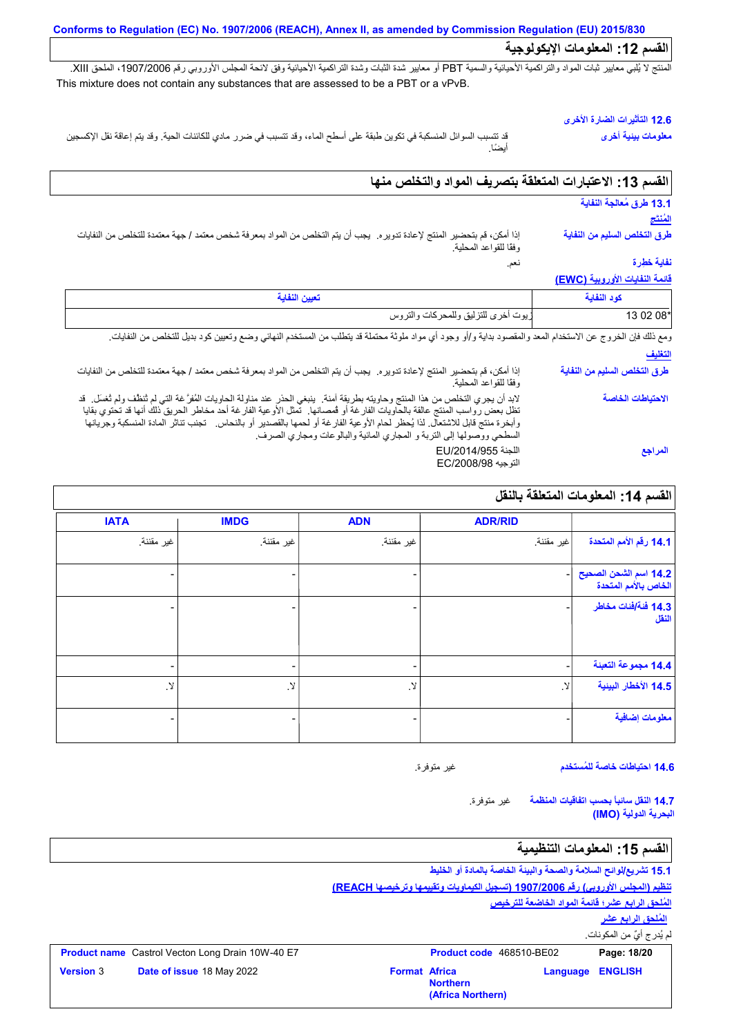Conforms to Regulation (EC) No. 1907/2006 (REACH), Annex II, as amended by Commission Regulation (EU) 2015/830

## القسم 12: المعلومات الإيكولوجية

المنتج لا يُلبي معايير ثبات المواد والتراكمية الأحيائية والسمية PBT أو معايير شدة الثبات وشدة التراكمية الأحيائية وفق لائحة المجلس الأوروبي رقم 1907/2006، الملحق XIII.
This mixture does not contain any substances that are assessed to be a PBT or a vPvB.

**12.6 التأثيرات الضارة الأخرى**

**معلومات بيئية أخرى**: قد تتسبب السوائل المنسكبة في تكوين طبقة على أسطح الماء، وقد تتسبب في ضرر مادي للكائنات الحية. وقد يتم إعاقة نقل الإكسجين أيضًا.

## القسم 13: الاعتبارات المتعلقة بتصريف المواد والتخلص منها

**13.1 طرق مُعالجة النفاية**

**المُنتج**

**طرق التخلص السليم من النفاية**: إذا أمكن، قم بتحضير المنتج لإعادة تدويره. يجب أن يتم التخلص من المواد بمعرفة شخص معتمد / جهة معتمدة للتخلص من النفايات وفقًا للقواعد المحلية.

**نفاية خطرة**: نعم.

**قائمة النفايات الأوروبية (EWC)**

| كود النفاية | تعيين النفاية |
|---|---|
| 13 02 08* | زيوت أخرى للتزليق للمحركات والتروس |

ومع ذلك فإن الخروج عن الاستخدام المعد والمقصود بداية و/أو وجود أي مواد ملوثة محتملة قد يتطلب من المستخدم النهائي وضع وتعيين كود بديل للتخلص من النفايات.

**التغليف**

**طرق التخلص السليم من النفاية**: إذا أمكن، قم بتحضير المنتج لإعادة تدويره. يجب أن يتم التخلص من المواد بمعرفة شخص معتمد / جهة معتمدة للتخلص من النفايات وفقًا للقواعد المحلية.

**الاحتياطات الخاصة**: لابد أن يجري التخلص من هذا المنتج وحاويته بطريقة آمنة. ينبغي الحذر عند مناولة الحاويات المُفرَّغة التي لم تُنظَّف ولم تُغسَل. قد تظل بعض رواسب المنتج عالقة بالحاويات الفارغة أو قُمصانها. تمثل الأوعية الفارغة أحد مخاطر الحريق ذلك أنها قد تحتوي بقايا وأبخرة منتج قابل للاشتعال. لذا يُحظر لحام الأوعية الفارغة أو لحمها بالقصدير أو بالنحاس. تجنب تناثر المادة المنسكبة وجريانها السطحي ووصولها إلى التربة و المجاري المائية والبالوعات ومجاري الصرف.

**المراجع**: اللجنة EU/2014/955
التوجيه EC/2008/98

## القسم 14: المعلومات المتعلقة بالنقل

| | ADR/RID | ADN | IMDG | IATA |
|---|---|---|---|---|
| **14.1 رقم الأمم المتحدة** | غير مقننة. | غير مقننة. | غير مقننة. | غير مقننة. |
| **14.2 اسم الشحن الصحيح الخاص بالأمم المتحدة** | - | - | - | - |
| **14.3 فئة/فئات مخاطر النقل** | - | - | - | - |
| **14.4 مجموعة التعبئة** | - | - | - | - |
| **14.5 الأخطار البيئية** | لا. | لا. | لا. | لا. |
| **معلومات إضافية** | - | - | - | - |

**14.6 احتياطات خاصة للمُستخدم**: غير متوفرة.

**14.7 النقل سائباً بحسب اتفاقيات المنظمة البحرية الدولية (IMO)**: غير متوفرة.

## القسم 15: المعلومات التنظيمية

**15.1 تشريع/لوائح السلامة والصحة والبيئة الخاصة بالمادة أو الخليط**

**تنظيم (المجلس الأوروبي) رقم 1907/2006 (تسجيل الكيماويات وتقييمها وترخيصها REACH)**

**المُلحق الرابع عشر؛ قائمة المواد الخاضعة للترخيص**

**المُلحق الرابع عشر**

لم يُدرج أيٌ من المكونات.

| **Product name** Castrol Vecton Long Drain 10W-40 E7 | **Product code** 468510-BE02 | **Page:** 18/20 |
|---|---|---|
| **Version** 3 **Date of issue** 18 May 2022 | **Format** Africa Northern (Africa Northern) | **Language** ENGLISH |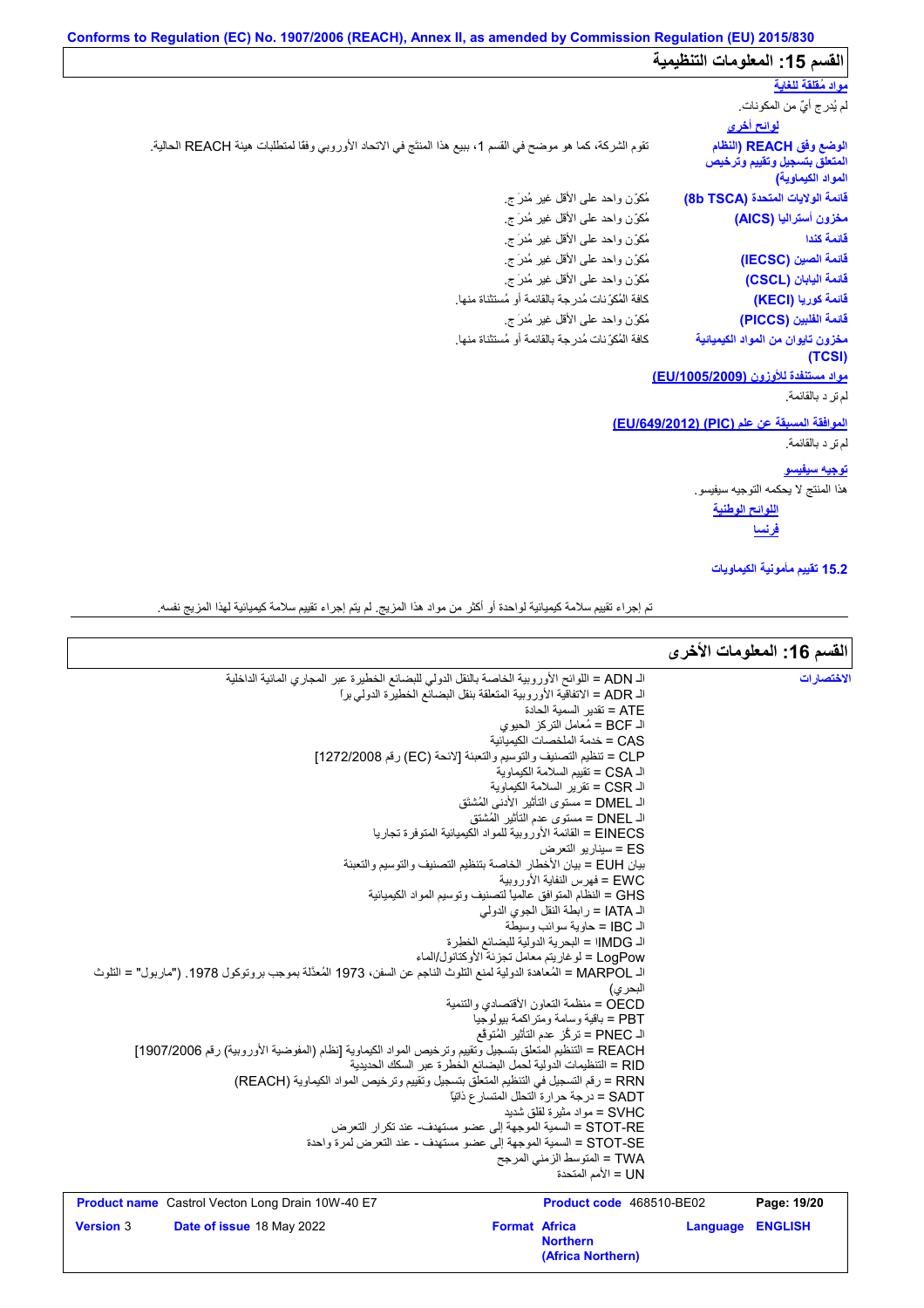Conforms to Regulation (EC) No. 1907/2006 (REACH), Annex II, as amended by Commission Regulation (EU) 2015/830

## القسم 15: المعلومات التنظيمية

**مواد مُقلقة للغاية**

لم يُدرج أيٌ من المكونات.

**لوائح أخرى**

| | |
|---|---|
| **الوضع وفق REACH (النظام المتعلق بتسجيل وتقييم وترخيص المواد الكيماوية)** | تقوم الشركة، كما هو موضح في القسم 1، ببيع هذا المنتج في الاتحاد الأوروبي وفقا لمتطلبات هيئة REACH الحالية. |
| **قائمة الولايات المتحدة (8b TSCA)** | مُكوّن واحد على الأقل غير مُدرَج. |
| **مخزون أستراليا (AICS)** | مُكوّن واحد على الأقل غير مُدرَج. |
| **قائمة كندا** | مُكوّن واحد على الأقل غير مُدرَج. |
| **قائمة الصين (IECSC)** | مُكوّن واحد على الأقل غير مُدرَج. |
| **قائمة اليابان (CSCL)** | مُكوّن واحد على الأقل غير مُدرَج. |
| **قائمة كوريا (KECI)** | كافة المُكوّنات مُدرجة بالقائمة أو مُستثناة منها. |
| **قائمة الفلبين (PICCS)** | مُكوّن واحد على الأقل غير مُدرَج. |
| **مخزون تايوان من المواد الكيميائية (TCSI)** | كافة المُكوّنات مُدرجة بالقائمة أو مُستثناة منها. |

**مواد مستنفدة للأوزون (EU/1005/2009)**

لم ترِد بالقائمة.

**الموافقة المسبقة عن علم (PIC) (EU/649/2012)**

لم ترِد بالقائمة.

**توجيه سيفيسو**

هذا المنتج لا يحكمه التوجيه سيفيسو.

**اللوائح الوطنية**

**فرنسا**

**15.2 تقييم مأمونية الكيماويات**

تم إجراء تقييم سلامة كيميائية لواحدة أو أكثر من مواد هذا المزيج. لم يتم إجراء تقييم سلامة كيميائية لهذا المزيج نفسه.

## القسم 16: المعلومات الأخرى

**الاختصارات**

الـ ADN = اللوائح الأوروبية الخاصة بالنقل الدولي للبضائع الخطيرة عبر المجاري المائية الداخلية
الـ ADR = الاتفاقية الأوروبية المتعلقة بنقل البضائع الخطيرة الدولي براً
ATE = تقدير السمية الحادة
الـ BCF = مُعامل التركز الحيوي
CAS = خدمة الملخصات الكيميائية
CLP = تنظيم التصنيف والتوسيم والتعبئة [لائحة (EC) رقم 1272/2008]
الـ CSA = تقييم السلامة الكيماوية
الـ CSR = تقرير السلامة الكيماوية
الـ DMEL = مستوى التأثير الأدنى المُشتق
الـ DNEL = مستوى عدم التأثير المُشتق
EINECS = القائمة الأوروبية للمواد الكيميائية المتوفرة تجاريا
ES = سيناريو التعرض
بيان EUH = بيان الأخطار الخاصة بتنظيم التصنيف والتوسيم والتعبئة
EWC = فهرس النفاية الأوروبية
GHS = النظام المتوافق عالمياً لتصنيف وتوسيم المواد الكيميائية
الـ IATA = رابطة النقل الجوي الدولي
الـ IBC = حاوية سوائب وسيطة
الـ IMDG = البحرية الدولية للبضائع الخطرة
LogPow = لوغاريتم معامل تجزئة الأوكتانول/الماء
الـ MARPOL = المُعاهدة الدولية لمنع التلوث الناجم عن السفن، 1973 المُعدّلة بموجب بروتوكول 1978. ("ماربول" = التلوث البحري)
OECD = منظمة التعاون الأقتصادي والتنمية
PBT = باقية وسامة ومتراكمة بيولوجيا
الـ PNEC = تركّز عدم التأثير المُتوقّع
REACH = التنظيم المتعلق بتسجيل وتقييم وترخيص المواد الكيماوية [نظام (المفوضية الأوروبية) رقم 1907/2006]
RID = التنظيمات الدولية لحمل البضائع الخطرة عبر السكك الحديدية
RRN = رقم التسجيل في التنظيم المتعلق بتسجيل وتقييم وترخيص المواد الكيماوية (REACH)
SADT = درجة حرارة التحلل المتسارع ذاتيّاً
SVHC = مواد مثيرة لقلق شديد
STOT-RE = السمية الموجهة إلى عضو مستهدف- عند تكرار التعرض
STOT-SE = السمية الموجهة إلى عضو مستهدف - عند التعرض لمرة واحدة
TWA = المتوسط الزمني المرجح
UN = الأمم المتحدة

| | | | |
|---|---|---|---|
| **Product name** Castrol Vecton Long Drain 10W-40 E7 | | **Product code** 468510-BE02 | |
| **Version** 3 | **Date of issue** 18 May 2022 | **Format** Africa Northern (Africa Northern) | **Language** ENGLISH |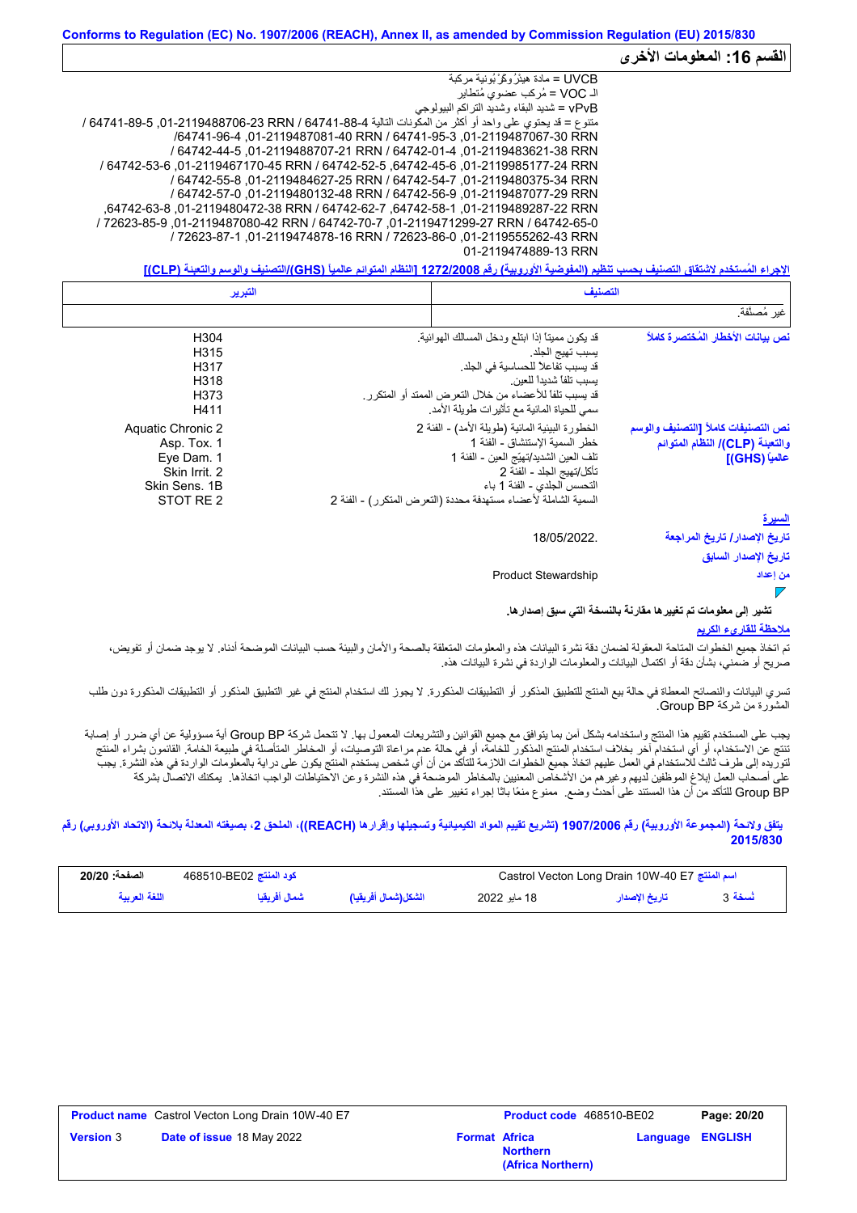## القسم 16: المعلومات الأخرى

UVCB = مادة هيئرُوكَرْبُونية مركبة
الـ VOC = مُركب عضوي مُتطاير
vPvB = شديد البقاء وشديد التراكم البيولوجي
متنوع = قد يحتوي على واحد أو أكثر من المكونات التالية 64741-88-4 RRN 01-2119488706-23, 64741-89-5 /
64741-96-4, 01-2119487081-40 RRN / 64741-95-3, 01-2119487067-30 RRN/
64742-44-5, 01-2119488707-21 RRN / 64742-01-4, 01-2119483621-38 RRN /
64742-53-6, 01-2119467170-45 RRN / 64742-52-5, 64742-45-6, 01-2119985177-24 RRN /
64742-55-8, 01-2119484627-25 RRN / 64742-54-7, 01-2119480375-34 RRN /
64742-57-0, 01-2119480132-48 RRN / 64742-56-9, 01-2119487077-29 RRN /
64742-63-8, 01-2119480472-38 RRN / 64742-62-7, 64742-58-1, 01-2119489287-22 RRN,
72623-85-9, 01-2119487080-42 RRN / 64742-70-7, 01-2119471299-27 RRN / 64742-65-0 /
72623-87-1, 01-2119474878-16 RRN / 72623-86-0, 01-2119555262-43 RRN /
01-2119474889-13 RRN

**الإجراء المُستخدم لاشتقاق التصنيف بحسب تنظيم (المفوضية الأوروبية) رقم 1272/2008 [النظام المتوائم عالمياً (GHS)/التصنيف والوسم والتعبئة (CLP)]**

| التصنيف | التبرير |
|---|---|
| غير مُصنَّفة. | |

**نص بيانات الأخطار المُختصرة كاملاً**

| | |
|---|---|
| قد يكون مميتاً إذا ابتلع ودخل المسالك الهوائية. | H304 |
| يسبب تهيج الجلد. | H315 |
| قد يسبب تفاعلاً للحساسية في الجلد. | H317 |
| يسبب تلفاً شديداً للعين. | H318 |
| قد يسبب تلفاً للأعضاء من خلال التعرض الممتد أو المتكرر. | H373 |
| سمي للحياة المائية مع تأثيرات طويلة الأمد. | H411 |

**نص التصنيفات كاملاً [التصنيف والوسم والتعبئة (CLP)/ النظام المتوائم عالمياً (GHS)]**

| | |
|---|---|
| الخطورة البيئية المائية (طويلة الأمد) - الفئة 2 | Aquatic Chronic 2 |
| خطر السمية الإستنشاق - الفئة 1 | Asp. Tox. 1 |
| تلف العين الشديد/تهيّج العين - الفئة 1 | Eye Dam. 1 |
| تآكل/تهيج الجلد - الفئة 2 | Skin Irrit. 2 |
| التحسس الجلدي - الفئة 1 باء | Skin Sens. 1B |
| السمية الشاملة لأعضاء مستهدفة محددة (التعرض المتكرر) - الفئة 2 | STOT RE 2 |

**السيرة**

**تاريخ الإصدار/ تاريخ المراجعة** 18/05/2022.

**تاريخ الإصدار السابق**

**من إعداد** Product Stewardship

تشير إلى معلومات تم تغييرها مقارنة بالنسخة التي سبق إصدارها.

**ملاحظة للقارىء الكريم**

تم اتخاذ جميع الخطوات المتاحة المعقولة لضمان دقة نشرة البيانات هذه والمعلومات المتعلقة بالصحة والأمان والبيئة حسب البيانات الموضحة أدناه. لا يوجد ضمان أو تفويض، صريح أو ضمني، بشأن دقة أو اكتمال البيانات والمعلومات الواردة في نشرة البيانات هذه.

تسري البيانات والنصائح المعطاة في حالة بيع المنتج للتطبيق المذكور أو التطبيقات المذكورة. لا يجوز لك استخدام المنتج في غير التطبيق المذكور أو التطبيقات المذكورة دون طلب المشورة من شركة Group BP.

يجب على المستخدم تقييم هذا المنتج واستخدامه بشكل آمن بما يتوافق مع جميع القوانين والتشريعات المعمول بها. لا تتحمل شركة Group BP أية مسؤولية عن أي ضرر أو إصابة تنتج عن الاستخدام، أو أي استخدام آخر بخلاف استخدام المنتج المذكور للخامة، أو في حالة عدم مراعاة التوصيات، أو المخاطر المتأصلة في طبيعة الخامة. القائمون بشراء المنتج لتوريده إلى طرف ثالث للاستخدام في العمل عليهم اتخاذ جميع الخطوات اللازمة للتأكد من أن أي شخص يستخدم المنتج يكون على دراية بالمعلومات الواردة في هذه النشرة. يجب على أصحاب العمل إبلاغ الموظفين لديهم وغيرهم من الأشخاص المعنيين بالمخاطر الموضحة في هذه النشرة وعن الاحتياطات الواجب اتخاذها. يمكنك الاتصال بشركة Group BP للتأكد من أن هذا المستند على أحدث وضع. ممنوع منعًا باتًا إجراء تغيير على هذا المستند.

**يتفق ولائحة (المجموعة الأوروبية) رقم 1907/2006 (تشريع تقييم المواد الكيميائية وتسجيلها وإقرارها (REACH))، الملحق 2، بصيغته المعدلة بلائحة (الاتحاد الأوروبي) رقم 2015/830**

| | | | |
|---|---|---|---|
| اسم المنتج Castrol Vecton Long Drain 10W-40 E7 | | كود المنتج 468510-BE02 | الصفحة: 20/20 |
| نُسخة 3 | تاريخ الإصدار 18 مايو 2022 | الشكل(شمال أفريقيا) شمال أفريقيا | اللغة العربية |